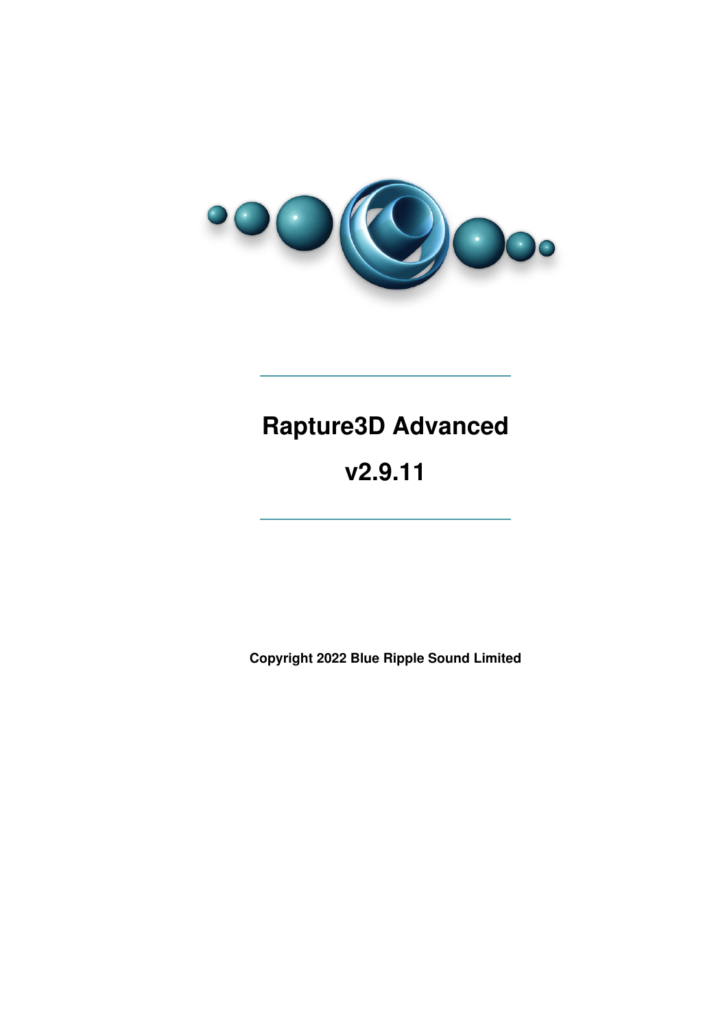# Rapture3D Advanced

# v2.9.11

**Copyright 2022 Blue Ripple Sound Limited**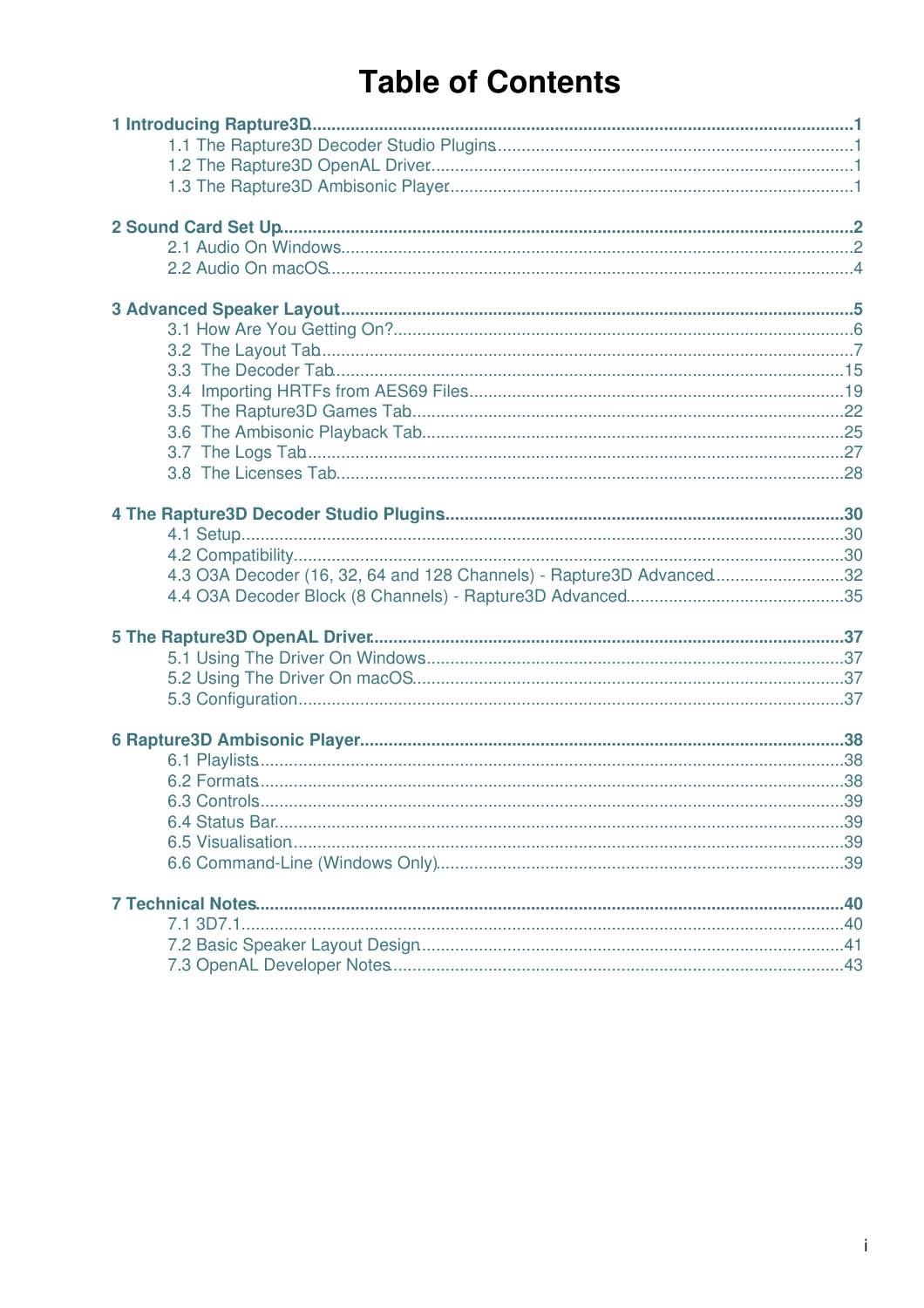# Table of Contents

**1 Introducing Rapture3D** ........ 1
- 1.1 The Rapture3D Decoder Studio Plugins ........ 1
- 1.2 The Rapture3D OpenAL Driver ........ 1
- 1.3 The Rapture3D Ambisonic Player ........ 1

**2 Sound Card Set Up** ........ 2
- 2.1 Audio On Windows ........ 2
- 2.2 Audio On macOS ........ 4

**3 Advanced Speaker Layout** ........ 5
- 3.1 How Are You Getting On? ........ 6
- 3.2 The Layout Tab ........ 7
- 3.3 The Decoder Tab ........ 15
- 3.4 Importing HRTFs from AES69 Files ........ 19
- 3.5 The Rapture3D Games Tab ........ 22
- 3.6 The Ambisonic Playback Tab ........ 25
- 3.7 The Logs Tab ........ 27
- 3.8 The Licenses Tab ........ 28

**4 The Rapture3D Decoder Studio Plugins** ........ 30
- 4.1 Setup ........ 30
- 4.2 Compatibility ........ 30
- 4.3 O3A Decoder (16, 32, 64 and 128 Channels) - Rapture3D Advanced ........ 32
- 4.4 O3A Decoder Block (8 Channels) - Rapture3D Advanced ........ 35

**5 The Rapture3D OpenAL Driver** ........ 37
- 5.1 Using The Driver On Windows ........ 37
- 5.2 Using The Driver On macOS ........ 37
- 5.3 Configuration ........ 37

**6 Rapture3D Ambisonic Player** ........ 38
- 6.1 Playlists ........ 38
- 6.2 Formats ........ 38
- 6.3 Controls ........ 39
- 6.4 Status Bar ........ 39
- 6.5 Visualisation ........ 39
- 6.6 Command-Line (Windows Only) ........ 39

**7 Technical Notes** ........ 40
- 7.1 3D7.1 ........ 40
- 7.2 Basic Speaker Layout Design ........ 41
- 7.3 OpenAL Developer Notes ........ 43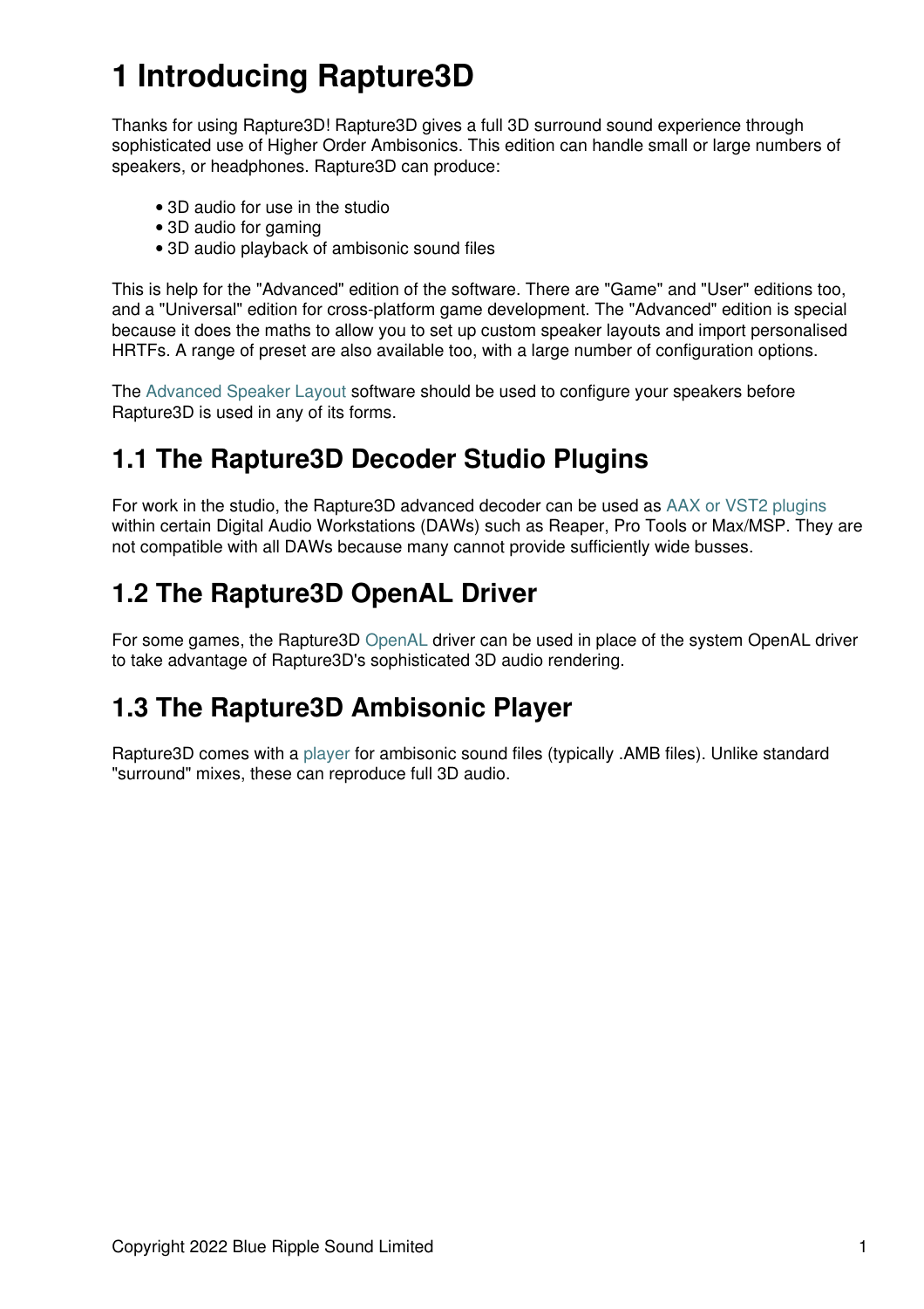# 1 Introducing Rapture3D

Thanks for using Rapture3D! Rapture3D gives a full 3D surround sound experience through sophisticated use of Higher Order Ambisonics. This edition can handle small or large numbers of speakers, or headphones. Rapture3D can produce:

- 3D audio for use in the studio
- 3D audio for gaming
- 3D audio playback of ambisonic sound files

This is help for the "Advanced" edition of the software. There are "Game" and "User" editions too, and a "Universal" edition for cross-platform game development. The "Advanced" edition is special because it does the maths to allow you to set up custom speaker layouts and import personalised HRTFs. A range of preset are also available too, with a large number of configuration options.

The Advanced Speaker Layout software should be used to configure your speakers before Rapture3D is used in any of its forms.

## 1.1 The Rapture3D Decoder Studio Plugins

For work in the studio, the Rapture3D advanced decoder can be used as AAX or VST2 plugins within certain Digital Audio Workstations (DAWs) such as Reaper, Pro Tools or Max/MSP. They are not compatible with all DAWs because many cannot provide sufficiently wide busses.

## 1.2 The Rapture3D OpenAL Driver

For some games, the Rapture3D OpenAL driver can be used in place of the system OpenAL driver to take advantage of Rapture3D's sophisticated 3D audio rendering.

## 1.3 The Rapture3D Ambisonic Player

Rapture3D comes with a player for ambisonic sound files (typically .AMB files). Unlike standard "surround" mixes, these can reproduce full 3D audio.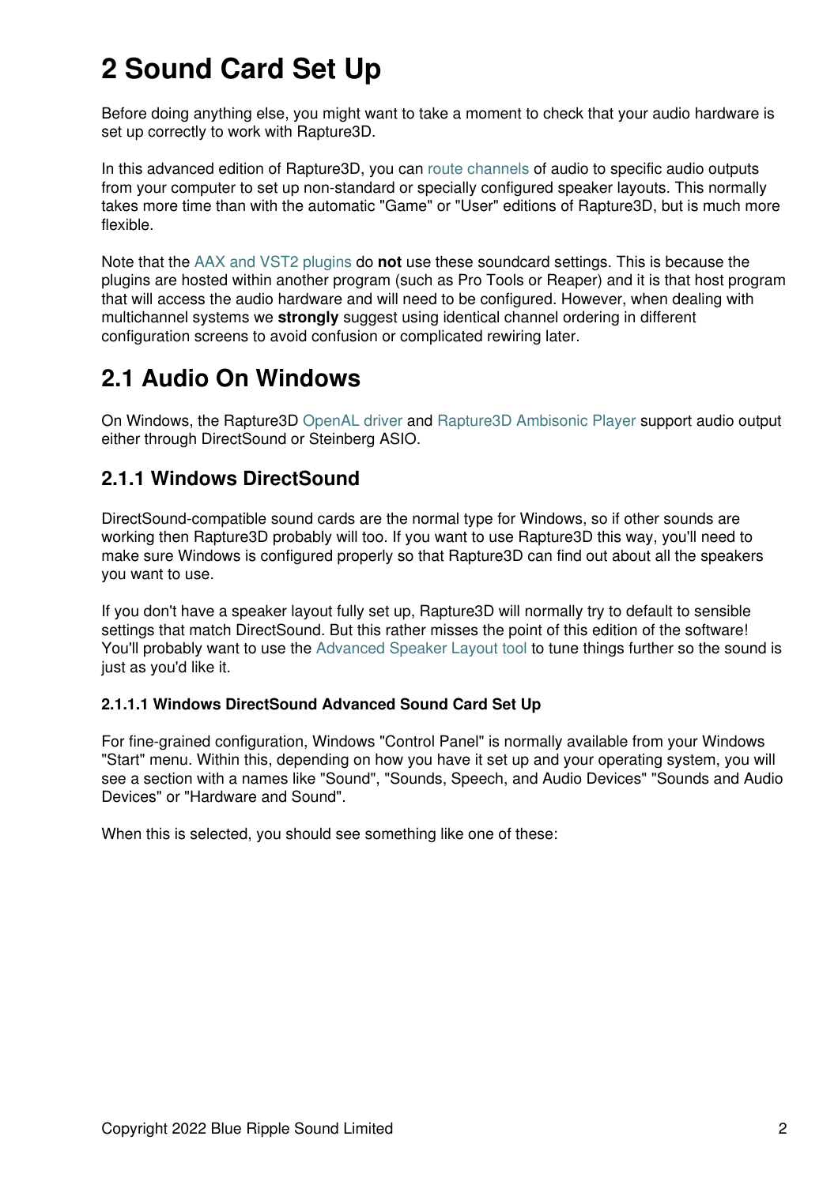# 2 Sound Card Set Up

Before doing anything else, you might want to take a moment to check that your audio hardware is set up correctly to work with Rapture3D.

In this advanced edition of Rapture3D, you can route channels of audio to specific audio outputs from your computer to set up non-standard or specially configured speaker layouts. This normally takes more time than with the automatic "Game" or "User" editions of Rapture3D, but is much more flexible.

Note that the AAX and VST2 plugins do **not** use these soundcard settings. This is because the plugins are hosted within another program (such as Pro Tools or Reaper) and it is that host program that will access the audio hardware and will need to be configured. However, when dealing with multichannel systems we **strongly** suggest using identical channel ordering in different configuration screens to avoid confusion or complicated rewiring later.

## 2.1 Audio On Windows

On Windows, the Rapture3D OpenAL driver and Rapture3D Ambisonic Player support audio output either through DirectSound or Steinberg ASIO.

### 2.1.1 Windows DirectSound

DirectSound-compatible sound cards are the normal type for Windows, so if other sounds are working then Rapture3D probably will too. If you want to use Rapture3D this way, you'll need to make sure Windows is configured properly so that Rapture3D can find out about all the speakers you want to use.

If you don't have a speaker layout fully set up, Rapture3D will normally try to default to sensible settings that match DirectSound. But this rather misses the point of this edition of the software! You'll probably want to use the Advanced Speaker Layout tool to tune things further so the sound is just as you'd like it.

#### 2.1.1.1 Windows DirectSound Advanced Sound Card Set Up

For fine-grained configuration, Windows "Control Panel" is normally available from your Windows "Start" menu. Within this, depending on how you have it set up and your operating system, you will see a section with a names like "Sound", "Sounds, Speech, and Audio Devices" "Sounds and Audio Devices" or "Hardware and Sound".

When this is selected, you should see something like one of these: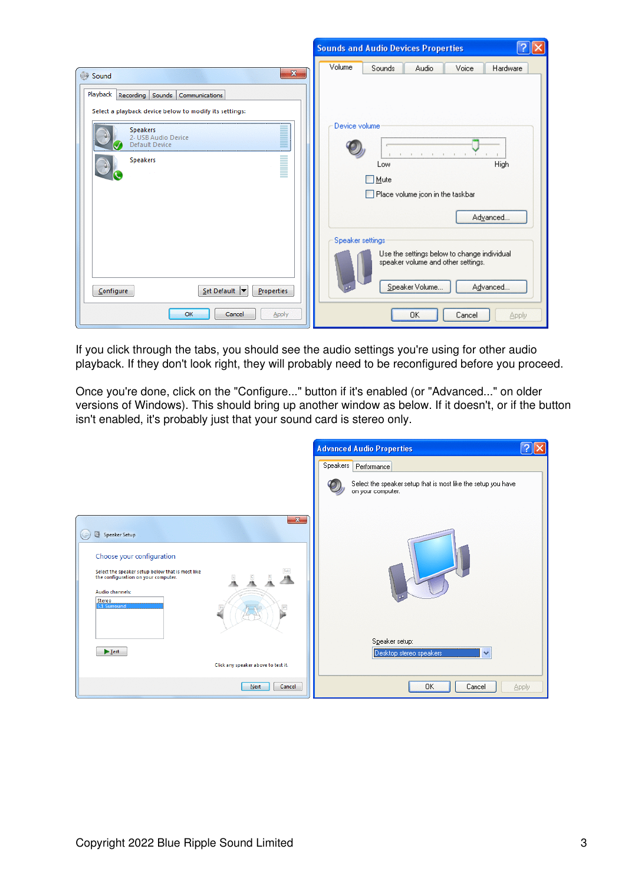If you click through the tabs, you should see the audio settings you're using for other audio playback. If they don't look right, they will probably need to be reconfigured before you proceed.

Once you're done, click on the "Configure..." button if it's enabled (or "Advanced..." on older versions of Windows). This should bring up another window as below. If it doesn't, or if the button isn't enabled, it's probably just that your sound card is stereo only.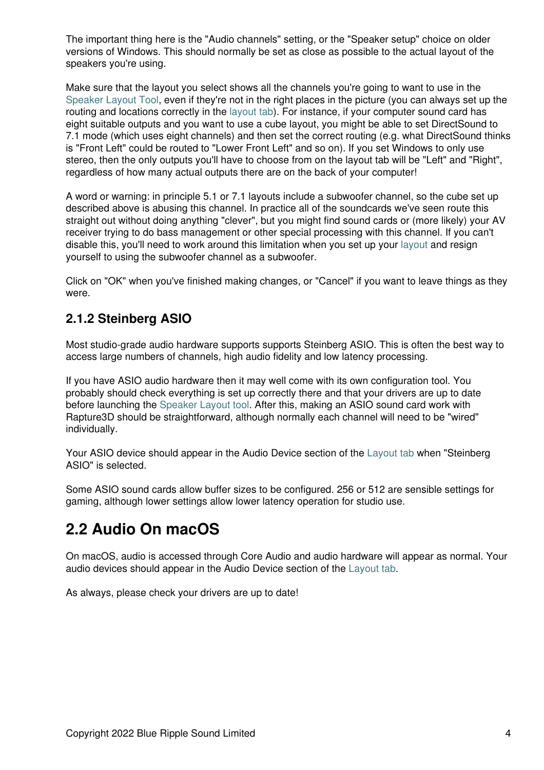The important thing here is the "Audio channels" setting, or the "Speaker setup" choice on older versions of Windows. This should normally be set as close as possible to the actual layout of the speakers you're using.

Make sure that the layout you select shows all the channels you're going to want to use in the Speaker Layout Tool, even if they're not in the right places in the picture (you can always set up the routing and locations correctly in the layout tab). For instance, if your computer sound card has eight suitable outputs and you want to use a cube layout, you might be able to set DirectSound to 7.1 mode (which uses eight channels) and then set the correct routing (e.g. what DirectSound thinks is "Front Left" could be routed to "Lower Front Left" and so on). If you set Windows to only use stereo, then the only outputs you'll have to choose from on the layout tab will be "Left" and "Right", regardless of how many actual outputs there are on the back of your computer!

A word or warning: in principle 5.1 or 7.1 layouts include a subwoofer channel, so the cube set up described above is abusing this channel. In practice all of the soundcards we've seen route this straight out without doing anything "clever", but you might find sound cards or (more likely) your AV receiver trying to do bass management or other special processing with this channel. If you can't disable this, you'll need to work around this limitation when you set up your layout and resign yourself to using the subwoofer channel as a subwoofer.

Click on "OK" when you've finished making changes, or "Cancel" if you want to leave things as they were.

### 2.1.2 Steinberg ASIO

Most studio-grade audio hardware supports supports Steinberg ASIO. This is often the best way to access large numbers of channels, high audio fidelity and low latency processing.

If you have ASIO audio hardware then it may well come with its own configuration tool. You probably should check everything is set up correctly there and that your drivers are up to date before launching the Speaker Layout tool. After this, making an ASIO sound card work with Rapture3D should be straightforward, although normally each channel will need to be "wired" individually.

Your ASIO device should appear in the Audio Device section of the Layout tab when "Steinberg ASIO" is selected.

Some ASIO sound cards allow buffer sizes to be configured. 256 or 512 are sensible settings for gaming, although lower settings allow lower latency operation for studio use.

## 2.2 Audio On macOS

On macOS, audio is accessed through Core Audio and audio hardware will appear as normal. Your audio devices should appear in the Audio Device section of the Layout tab.

As always, please check your drivers are up to date!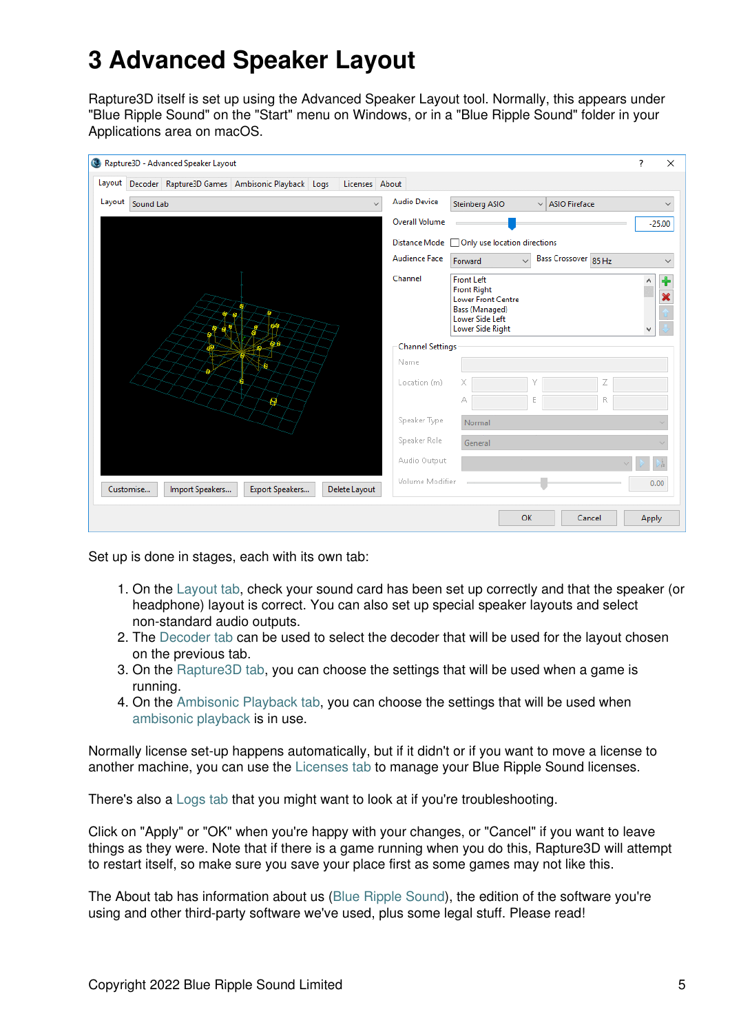# 3 Advanced Speaker Layout

Rapture3D itself is set up using the Advanced Speaker Layout tool. Normally, this appears under "Blue Ripple Sound" on the "Start" menu on Windows, or in a "Blue Ripple Sound" folder in your Applications area on macOS.

Set up is done in stages, each with its own tab:

1. On the Layout tab, check your sound card has been set up correctly and that the speaker (or headphone) layout is correct. You can also set up special speaker layouts and select non-standard audio outputs.
2. The Decoder tab can be used to select the decoder that will be used for the layout chosen on the previous tab.
3. On the Rapture3D tab, you can choose the settings that will be used when a game is running.
4. On the Ambisonic Playback tab, you can choose the settings that will be used when ambisonic playback is in use.

Normally license set-up happens automatically, but if it didn't or if you want to move a license to another machine, you can use the Licenses tab to manage your Blue Ripple Sound licenses.

There's also a Logs tab that you might want to look at if you're troubleshooting.

Click on "Apply" or "OK" when you're happy with your changes, or "Cancel" if you want to leave things as they were. Note that if there is a game running when you do this, Rapture3D will attempt to restart itself, so make sure you save your place first as some games may not like this.

The About tab has information about us (Blue Ripple Sound), the edition of the software you're using and other third-party software we've used, plus some legal stuff. Please read!

Copyright 2022 Blue Ripple Sound Limited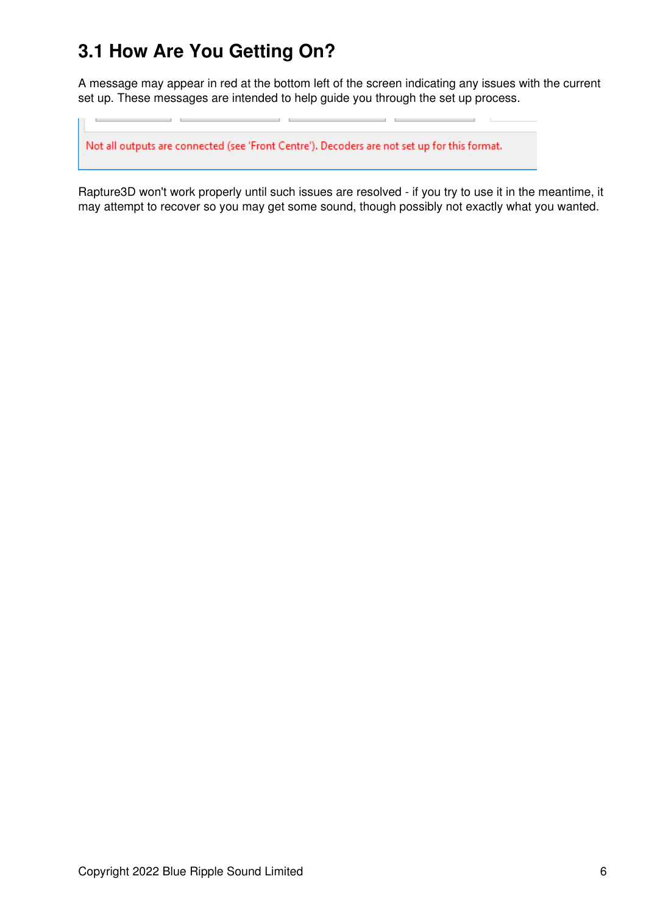## 3.1 How Are You Getting On?

A message may appear in red at the bottom left of the screen indicating any issues with the current set up. These messages are intended to help guide you through the set up process.

Not all outputs are connected (see 'Front Centre'). Decoders are not set up for this format.

Rapture3D won't work properly until such issues are resolved - if you try to use it in the meantime, it may attempt to recover so you may get some sound, though possibly not exactly what you wanted.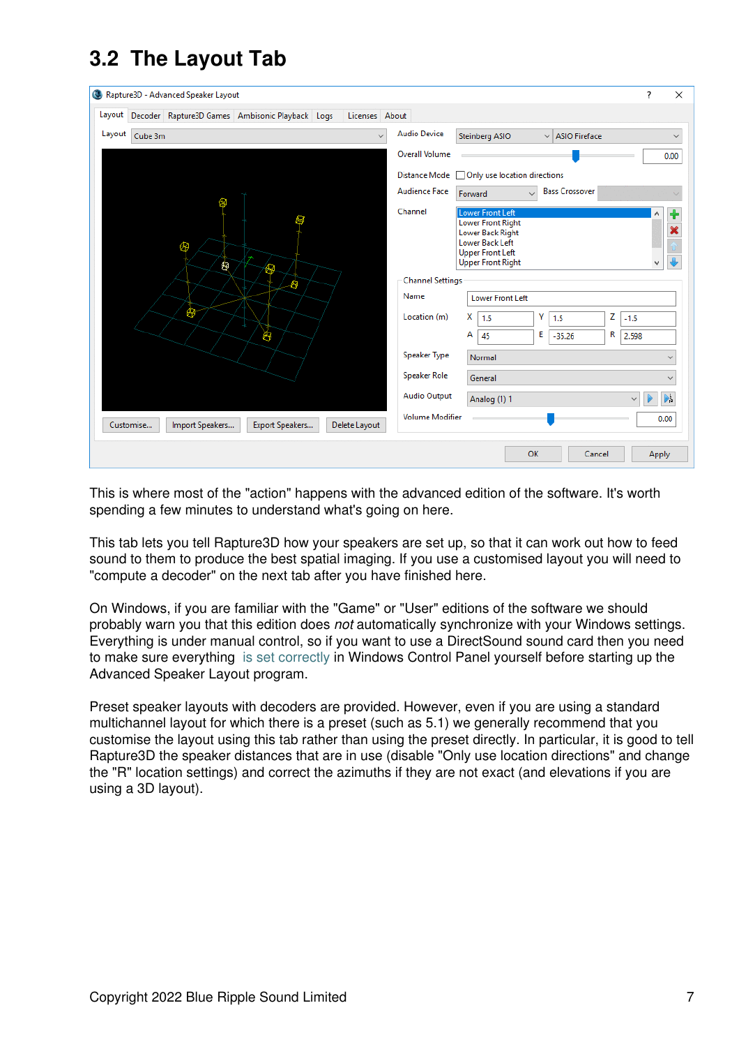## 3.2 The Layout Tab

This is where most of the "action" happens with the advanced edition of the software. It's worth spending a few minutes to understand what's going on here.

This tab lets you tell Rapture3D how your speakers are set up, so that it can work out how to feed sound to them to produce the best spatial imaging. If you use a customised layout you will need to "compute a decoder" on the next tab after you have finished here.

On Windows, if you are familiar with the "Game" or "User" editions of the software we should probably warn you that this edition does *not* automatically synchronize with your Windows settings. Everything is under manual control, so if you want to use a DirectSound sound card then you need to make sure everything is set correctly in Windows Control Panel yourself before starting up the Advanced Speaker Layout program.

Preset speaker layouts with decoders are provided. However, even if you are using a standard multichannel layout for which there is a preset (such as 5.1) we generally recommend that you customise the layout using this tab rather than using the preset directly. In particular, it is good to tell Rapture3D the speaker distances that are in use (disable "Only use location directions" and change the "R" location settings) and correct the azimuths if they are not exact (and elevations if you are using a 3D layout).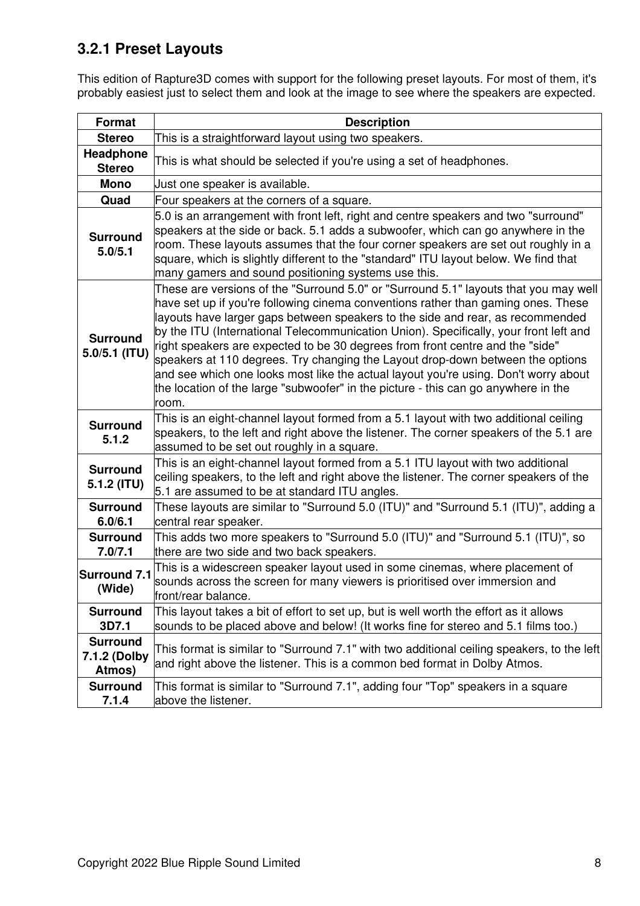### 3.2.1 Preset Layouts

This edition of Rapture3D comes with support for the following preset layouts. For most of them, it's probably easiest just to select them and look at the image to see where the speakers are expected.

| Format | Description |
|---|---|
| **Stereo** | This is a straightforward layout using two speakers. |
| **Headphone Stereo** | This is what should be selected if you're using a set of headphones. |
| **Mono** | Just one speaker is available. |
| **Quad** | Four speakers at the corners of a square. |
| **Surround 5.0/5.1** | 5.0 is an arrangement with front left, right and centre speakers and two "surround" speakers at the side or back. 5.1 adds a subwoofer, which can go anywhere in the room. These layouts assumes that the four corner speakers are set out roughly in a square, which is slightly different to the "standard" ITU layout below. We find that many gamers and sound positioning systems use this. |
| **Surround 5.0/5.1 (ITU)** | These are versions of the "Surround 5.0" or "Surround 5.1" layouts that you may well have set up if you're following cinema conventions rather than gaming ones. These layouts have larger gaps between speakers to the side and rear, as recommended by the ITU (International Telecommunication Union). Specifically, your front left and right speakers are expected to be 30 degrees from front centre and the "side" speakers at 110 degrees. Try changing the Layout drop-down between the options and see which one looks most like the actual layout you're using. Don't worry about the location of the large "subwoofer" in the picture - this can go anywhere in the room. |
| **Surround 5.1.2** | This is an eight-channel layout formed from a 5.1 layout with two additional ceiling speakers, to the left and right above the listener. The corner speakers of the 5.1 are assumed to be set out roughly in a square. |
| **Surround 5.1.2 (ITU)** | This is an eight-channel layout formed from a 5.1 ITU layout with two additional ceiling speakers, to the left and right above the listener. The corner speakers of the 5.1 are assumed to be at standard ITU angles. |
| **Surround 6.0/6.1** | These layouts are similar to "Surround 5.0 (ITU)" and "Surround 5.1 (ITU)", adding a central rear speaker. |
| **Surround 7.0/7.1** | This adds two more speakers to "Surround 5.0 (ITU)" and "Surround 5.1 (ITU)", so there are two side and two back speakers. |
| **Surround 7.1 (Wide)** | This is a widescreen speaker layout used in some cinemas, where placement of sounds across the screen for many viewers is prioritised over immersion and front/rear balance. |
| **Surround 3D7.1** | This layout takes a bit of effort to set up, but is well worth the effort as it allows sounds to be placed above and below! (It works fine for stereo and 5.1 films too.) |
| **Surround 7.1.2 (Dolby Atmos)** | This format is similar to "Surround 7.1" with two additional ceiling speakers, to the left and right above the listener. This is a common bed format in Dolby Atmos. |
| **Surround 7.1.4** | This format is similar to "Surround 7.1", adding four "Top" speakers in a square above the listener. |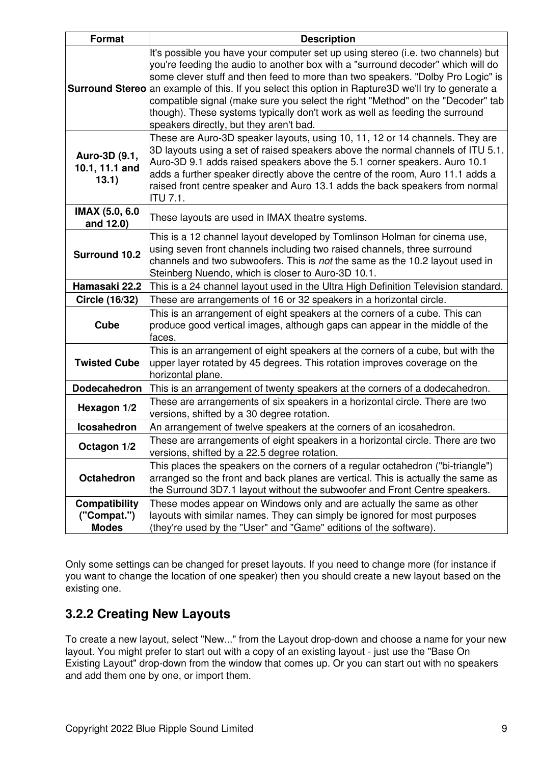| Format | Description |
|---|---|
| **Surround Stereo** | It's possible you have your computer set up using stereo (i.e. two channels) but you're feeding the audio to another box with a "surround decoder" which will do some clever stuff and then feed to more than two speakers. "Dolby Pro Logic" is an example of this. If you select this option in Rapture3D we'll try to generate a compatible signal (make sure you select the right "Method" on the "Decoder" tab though). These systems typically don't work as well as feeding the surround speakers directly, but they aren't bad. |
| **Auro-3D (9.1, 10.1, 11.1 and 13.1)** | These are Auro-3D speaker layouts, using 10, 11, 12 or 14 channels. They are 3D layouts using a set of raised speakers above the normal channels of ITU 5.1. Auro-3D 9.1 adds raised speakers above the 5.1 corner speakers. Auro 10.1 adds a further speaker directly above the centre of the room, Auro 11.1 adds a raised front centre speaker and Auro 13.1 adds the back speakers from normal ITU 7.1. |
| **IMAX (5.0, 6.0 and 12.0)** | These layouts are used in IMAX theatre systems. |
| **Surround 10.2** | This is a 12 channel layout developed by Tomlinson Holman for cinema use, using seven front channels including two raised channels, three surround channels and two subwoofers. This is *not* the same as the 10.2 layout used in Steinberg Nuendo, which is closer to Auro-3D 10.1. |
| **Hamasaki 22.2** | This is a 24 channel layout used in the Ultra High Definition Television standard. |
| **Circle (16/32)** | These are arrangements of 16 or 32 speakers in a horizontal circle. |
| **Cube** | This is an arrangement of eight speakers at the corners of a cube. This can produce good vertical images, although gaps can appear in the middle of the faces. |
| **Twisted Cube** | This is an arrangement of eight speakers at the corners of a cube, but with the upper layer rotated by 45 degrees. This rotation improves coverage on the horizontal plane. |
| **Dodecahedron** | This is an arrangement of twenty speakers at the corners of a dodecahedron. |
| **Hexagon 1/2** | These are arrangements of six speakers in a horizontal circle. There are two versions, shifted by a 30 degree rotation. |
| **Icosahedron** | An arrangement of twelve speakers at the corners of an icosahedron. |
| **Octagon 1/2** | These are arrangements of eight speakers in a horizontal circle. There are two versions, shifted by a 22.5 degree rotation. |
| **Octahedron** | This places the speakers on the corners of a regular octahedron ("bi-triangle") arranged so the front and back planes are vertical. This is actually the same as the Surround 3D7.1 layout without the subwoofer and Front Centre speakers. |
| **Compatibility ("Compat.") Modes** | These modes appear on Windows only and are actually the same as other layouts with similar names. They can simply be ignored for most purposes (they're used by the "User" and "Game" editions of the software). |

Only some settings can be changed for preset layouts. If you need to change more (for instance if you want to change the location of one speaker) then you should create a new layout based on the existing one.

### 3.2.2 Creating New Layouts

To create a new layout, select "New..." from the Layout drop-down and choose a name for your new layout. You might prefer to start out with a copy of an existing layout - just use the "Base On Existing Layout" drop-down from the window that comes up. Or you can start out with no speakers and add them one by one, or import them.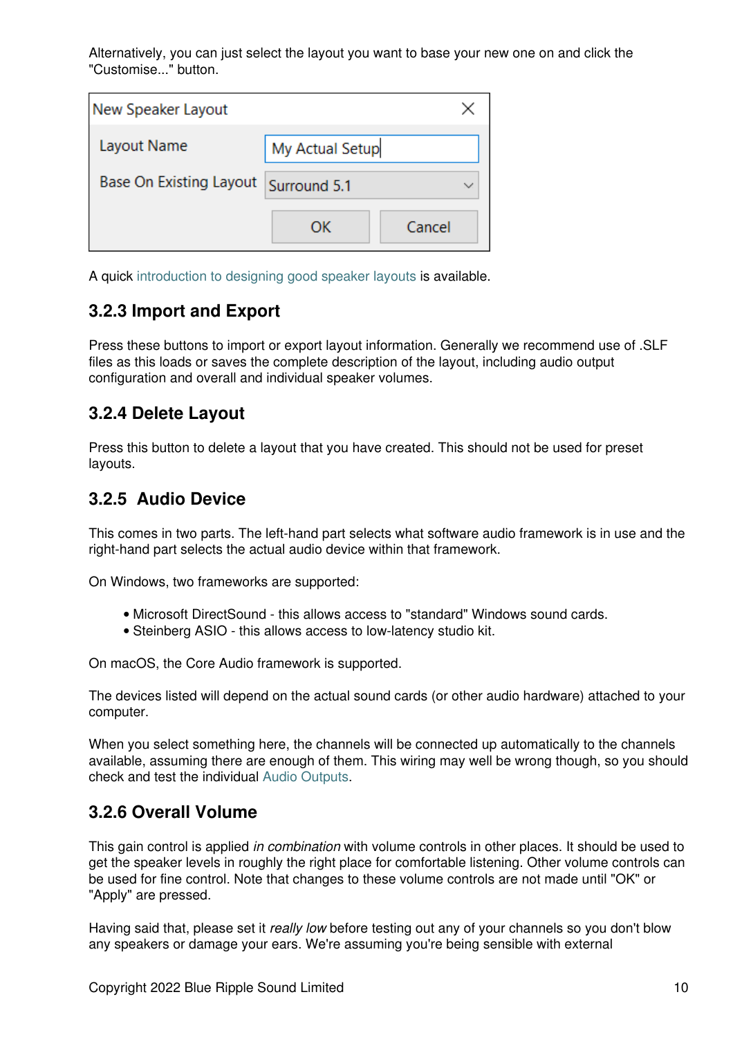Alternatively, you can just select the layout you want to base your new one on and click the "Customise..." button.

A quick introduction to designing good speaker layouts is available.

### 3.2.3 Import and Export

Press these buttons to import or export layout information. Generally we recommend use of .SLF files as this loads or saves the complete description of the layout, including audio output configuration and overall and individual speaker volumes.

### 3.2.4 Delete Layout

Press this button to delete a layout that you have created. This should not be used for preset layouts.

### 3.2.5 Audio Device

This comes in two parts. The left-hand part selects what software audio framework is in use and the right-hand part selects the actual audio device within that framework.

On Windows, two frameworks are supported:

- Microsoft DirectSound - this allows access to "standard" Windows sound cards.
- Steinberg ASIO - this allows access to low-latency studio kit.

On macOS, the Core Audio framework is supported.

The devices listed will depend on the actual sound cards (or other audio hardware) attached to your computer.

When you select something here, the channels will be connected up automatically to the channels available, assuming there are enough of them. This wiring may well be wrong though, so you should check and test the individual Audio Outputs.

### 3.2.6 Overall Volume

This gain control is applied *in combination* with volume controls in other places. It should be used to get the speaker levels in roughly the right place for comfortable listening. Other volume controls can be used for fine control. Note that changes to these volume controls are not made until "OK" or "Apply" are pressed.

Having said that, please set it *really low* before testing out any of your channels so you don't blow any speakers or damage your ears. We're assuming you're being sensible with external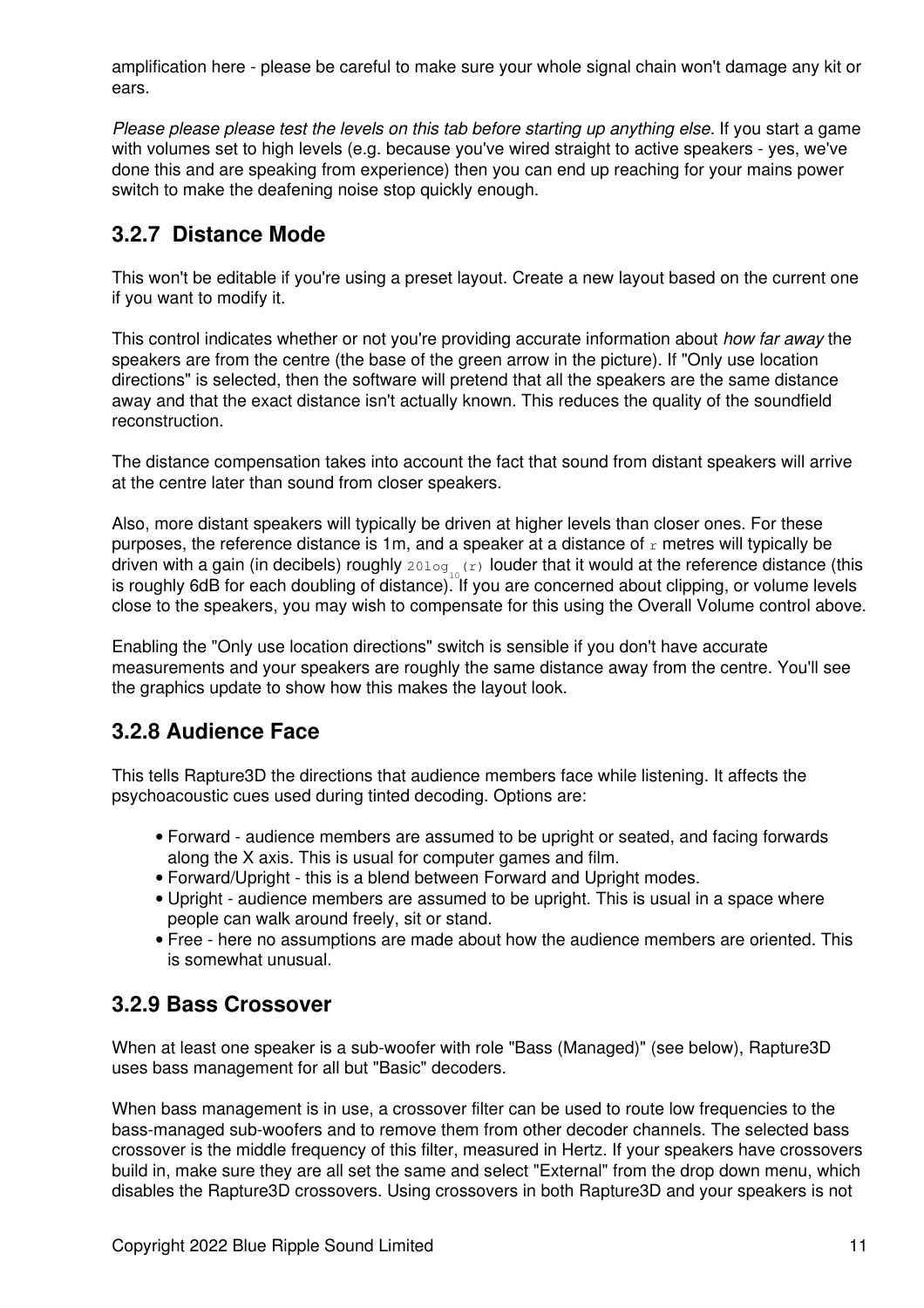amplification here - please be careful to make sure your whole signal chain won't damage any kit or ears.

*Please please please test the levels on this tab before starting up anything else.* If you start a game with volumes set to high levels (e.g. because you've wired straight to active speakers - yes, we've done this and are speaking from experience) then you can end up reaching for your mains power switch to make the deafening noise stop quickly enough.

### 3.2.7 Distance Mode

This won't be editable if you're using a preset layout. Create a new layout based on the current one if you want to modify it.

This control indicates whether or not you're providing accurate information about *how far away* the speakers are from the centre (the base of the green arrow in the picture). If "Only use location directions" is selected, then the software will pretend that all the speakers are the same distance away and that the exact distance isn't actually known. This reduces the quality of the soundfield reconstruction.

The distance compensation takes into account the fact that sound from distant speakers will arrive at the centre later than sound from closer speakers.

Also, more distant speakers will typically be driven at higher levels than closer ones. For these purposes, the reference distance is 1m, and a speaker at a distance of $r$ metres will typically be driven with a gain (in decibels) roughly $20\log_{10}(r)$ louder that it would at the reference distance (this is roughly 6dB for each doubling of distance). If you are concerned about clipping, or volume levels close to the speakers, you may wish to compensate for this using the Overall Volume control above.

Enabling the "Only use location directions" switch is sensible if you don't have accurate measurements and your speakers are roughly the same distance away from the centre. You'll see the graphics update to show how this makes the layout look.

### 3.2.8 Audience Face

This tells Rapture3D the directions that audience members face while listening. It affects the psychoacoustic cues used during tinted decoding. Options are:

- Forward - audience members are assumed to be upright or seated, and facing forwards along the X axis. This is usual for computer games and film.
- Forward/Upright - this is a blend between Forward and Upright modes.
- Upright - audience members are assumed to be upright. This is usual in a space where people can walk around freely, sit or stand.
- Free - here no assumptions are made about how the audience members are oriented. This is somewhat unusual.

### 3.2.9 Bass Crossover

When at least one speaker is a sub-woofer with role "Bass (Managed)" (see below), Rapture3D uses bass management for all but "Basic" decoders.

When bass management is in use, a crossover filter can be used to route low frequencies to the bass-managed sub-woofers and to remove them from other decoder channels. The selected bass crossover is the middle frequency of this filter, measured in Hertz. If your speakers have crossovers build in, make sure they are all set the same and select "External" from the drop down menu, which disables the Rapture3D crossovers. Using crossovers in both Rapture3D and your speakers is not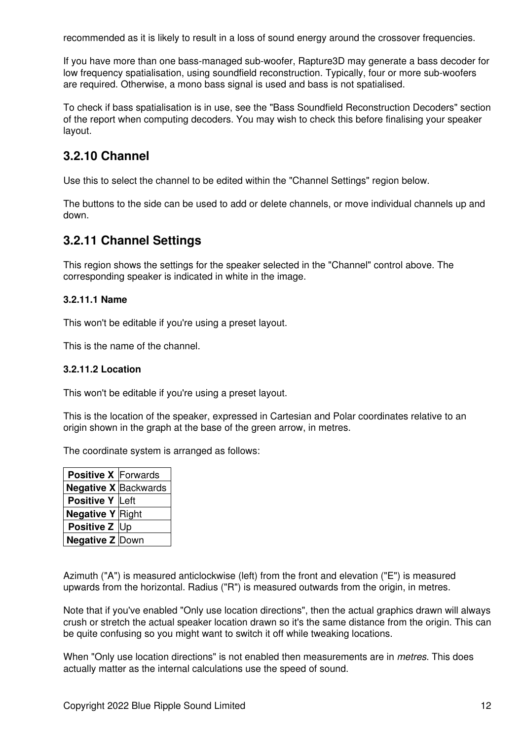recommended as it is likely to result in a loss of sound energy around the crossover frequencies.

If you have more than one bass-managed sub-woofer, Rapture3D may generate a bass decoder for low frequency spatialisation, using soundfield reconstruction. Typically, four or more sub-woofers are required. Otherwise, a mono bass signal is used and bass is not spatialised.

To check if bass spatialisation is in use, see the "Bass Soundfield Reconstruction Decoders" section of the report when computing decoders. You may wish to check this before finalising your speaker layout.

## 3.2.10 Channel

Use this to select the channel to be edited within the "Channel Settings" region below.

The buttons to the side can be used to add or delete channels, or move individual channels up and down.

## 3.2.11 Channel Settings

This region shows the settings for the speaker selected in the "Channel" control above. The corresponding speaker is indicated in white in the image.

#### 3.2.11.1 Name

This won't be editable if you're using a preset layout.

This is the name of the channel.

#### 3.2.11.2 Location

This won't be editable if you're using a preset layout.

This is the location of the speaker, expressed in Cartesian and Polar coordinates relative to an origin shown in the graph at the base of the green arrow, in metres.

The coordinate system is arranged as follows:

| | |
|---|---|
| **Positive X** | Forwards |
| **Negative X** | Backwards |
| **Positive Y** | Left |
| **Negative Y** | Right |
| **Positive Z** | Up |
| **Negative Z** | Down |

Azimuth ("A") is measured anticlockwise (left) from the front and elevation ("E") is measured upwards from the horizontal. Radius ("R") is measured outwards from the origin, in metres.

Note that if you've enabled "Only use location directions", then the actual graphics drawn will always crush or stretch the actual speaker location drawn so it's the same distance from the origin. This can be quite confusing so you might want to switch it off while tweaking locations.

When "Only use location directions" is not enabled then measurements are in *metres*. This does actually matter as the internal calculations use the speed of sound.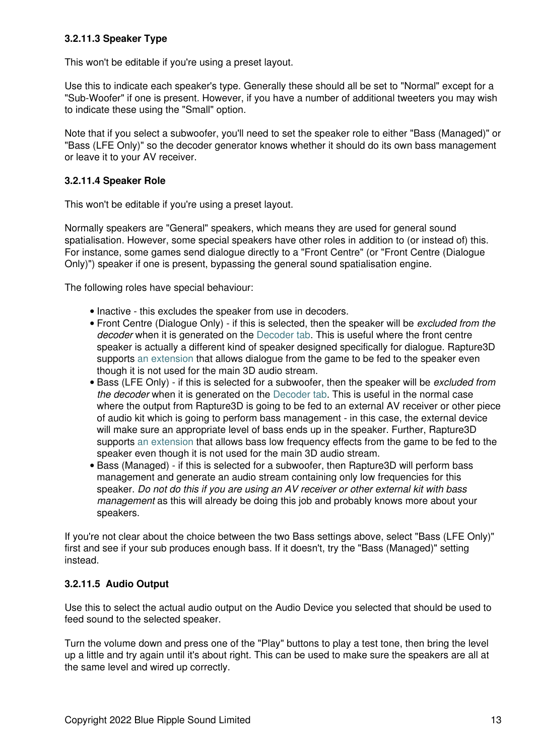#### 3.2.11.3 Speaker Type

This won't be editable if you're using a preset layout.

Use this to indicate each speaker's type. Generally these should all be set to "Normal" except for a "Sub-Woofer" if one is present. However, if you have a number of additional tweeters you may wish to indicate these using the "Small" option.

Note that if you select a subwoofer, you'll need to set the speaker role to either "Bass (Managed)" or "Bass (LFE Only)" so the decoder generator knows whether it should do its own bass management or leave it to your AV receiver.

#### 3.2.11.4 Speaker Role

This won't be editable if you're using a preset layout.

Normally speakers are "General" speakers, which means they are used for general sound spatialisation. However, some special speakers have other roles in addition to (or instead of) this. For instance, some games send dialogue directly to a "Front Centre" (or "Front Centre (Dialogue Only)") speaker if one is present, bypassing the general sound spatialisation engine.

The following roles have special behaviour:

- Inactive - this excludes the speaker from use in decoders.
- Front Centre (Dialogue Only) - if this is selected, then the speaker will be *excluded from the decoder* when it is generated on the Decoder tab. This is useful where the front centre speaker is actually a different kind of speaker designed specifically for dialogue. Rapture3D supports an extension that allows dialogue from the game to be fed to the speaker even though it is not used for the main 3D audio stream.
- Bass (LFE Only) - if this is selected for a subwoofer, then the speaker will be *excluded from the decoder* when it is generated on the Decoder tab. This is useful in the normal case where the output from Rapture3D is going to be fed to an external AV receiver or other piece of audio kit which is going to perform bass management - in this case, the external device will make sure an appropriate level of bass ends up in the speaker. Further, Rapture3D supports an extension that allows bass low frequency effects from the game to be fed to the speaker even though it is not used for the main 3D audio stream.
- Bass (Managed) - if this is selected for a subwoofer, then Rapture3D will perform bass management and generate an audio stream containing only low frequencies for this speaker. *Do not do this if you are using an AV receiver or other external kit with bass management* as this will already be doing this job and probably knows more about your speakers.

If you're not clear about the choice between the two Bass settings above, select "Bass (LFE Only)" first and see if your sub produces enough bass. If it doesn't, try the "Bass (Managed)" setting instead.

#### 3.2.11.5 Audio Output

Use this to select the actual audio output on the Audio Device you selected that should be used to feed sound to the selected speaker.

Turn the volume down and press one of the "Play" buttons to play a test tone, then bring the level up a little and try again until it's about right. This can be used to make sure the speakers are all at the same level and wired up correctly.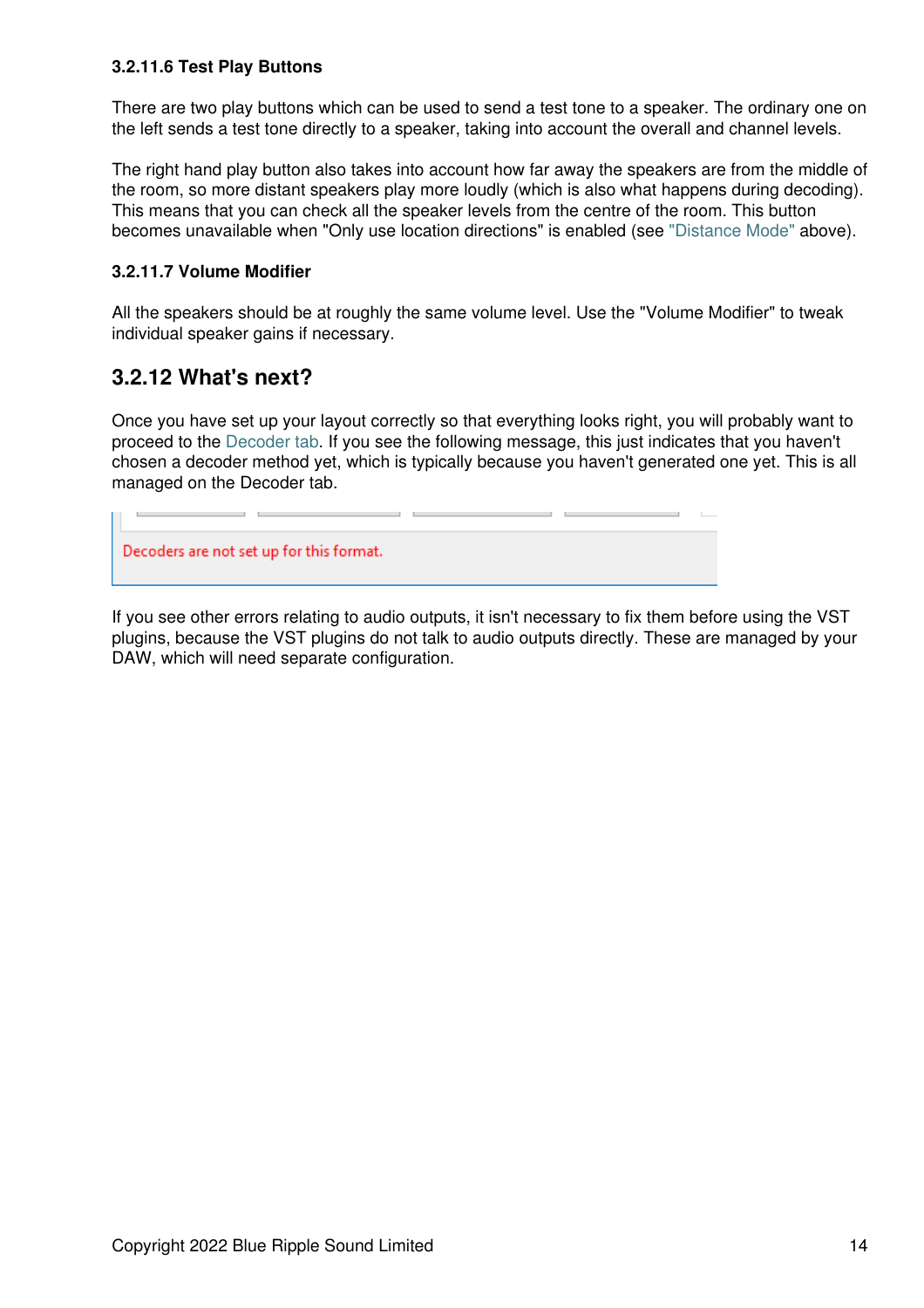#### 3.2.11.6 Test Play Buttons

There are two play buttons which can be used to send a test tone to a speaker. The ordinary one on the left sends a test tone directly to a speaker, taking into account the overall and channel levels.

The right hand play button also takes into account how far away the speakers are from the middle of the room, so more distant speakers play more loudly (which is also what happens during decoding). This means that you can check all the speaker levels from the centre of the room. This button becomes unavailable when "Only use location directions" is enabled (see "Distance Mode" above).

#### 3.2.11.7 Volume Modifier

All the speakers should be at roughly the same volume level. Use the "Volume Modifier" to tweak individual speaker gains if necessary.

### 3.2.12 What's next?

Once you have set up your layout correctly so that everything looks right, you will probably want to proceed to the Decoder tab. If you see the following message, this just indicates that you haven't chosen a decoder method yet, which is typically because you haven't generated one yet. This is all managed on the Decoder tab.

Decoders are not set up for this format.

If you see other errors relating to audio outputs, it isn't necessary to fix them before using the VST plugins, because the VST plugins do not talk to audio outputs directly. These are managed by your DAW, which will need separate configuration.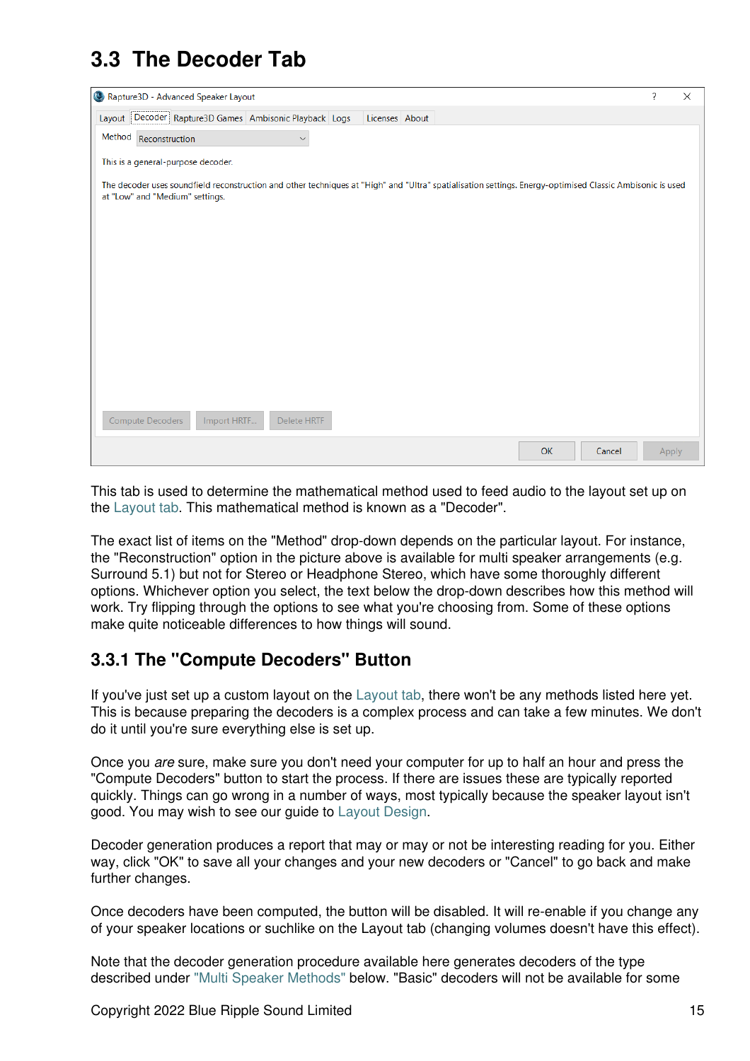## 3.3 The Decoder Tab

This tab is used to determine the mathematical method used to feed audio to the layout set up on the Layout tab. This mathematical method is known as a "Decoder".

The exact list of items on the "Method" drop-down depends on the particular layout. For instance, the "Reconstruction" option in the picture above is available for multi speaker arrangements (e.g. Surround 5.1) but not for Stereo or Headphone Stereo, which have some thoroughly different options. Whichever option you select, the text below the drop-down describes how this method will work. Try flipping through the options to see what you're choosing from. Some of these options make quite noticeable differences to how things will sound.

### 3.3.1 The "Compute Decoders" Button

If you've just set up a custom layout on the Layout tab, there won't be any methods listed here yet. This is because preparing the decoders is a complex process and can take a few minutes. We don't do it until you're sure everything else is set up.

Once you *are* sure, make sure you don't need your computer for up to half an hour and press the "Compute Decoders" button to start the process. If there are issues these are typically reported quickly. Things can go wrong in a number of ways, most typically because the speaker layout isn't good. You may wish to see our guide to Layout Design.

Decoder generation produces a report that may or may not be interesting reading for you. Either way, click "OK" to save all your changes and your new decoders or "Cancel" to go back and make further changes.

Once decoders have been computed, the button will be disabled. It will re-enable if you change any of your speaker locations or suchlike on the Layout tab (changing volumes doesn't have this effect).

Note that the decoder generation procedure available here generates decoders of the type described under "Multi Speaker Methods" below. "Basic" decoders will not be available for some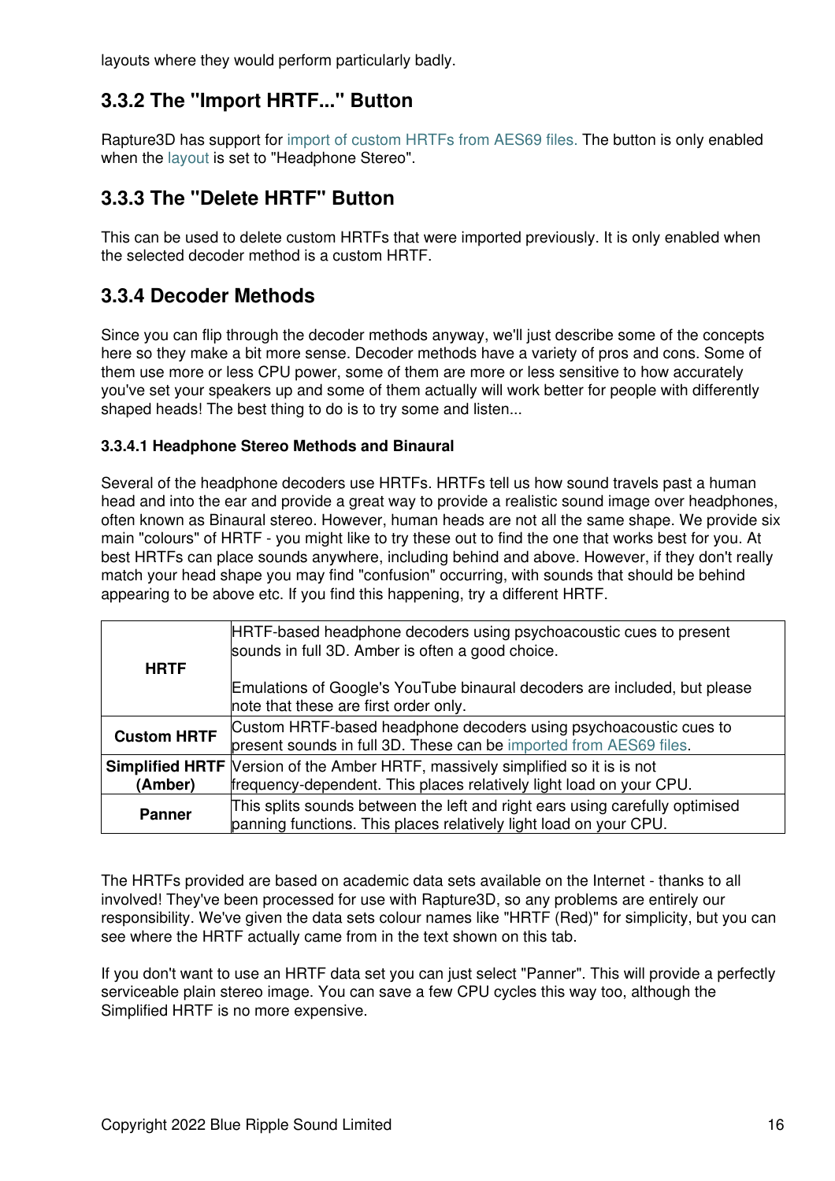layouts where they would perform particularly badly.

## 3.3.2 The "Import HRTF..." Button

Rapture3D has support for import of custom HRTFs from AES69 files. The button is only enabled when the layout is set to "Headphone Stereo".

## 3.3.3 The "Delete HRTF" Button

This can be used to delete custom HRTFs that were imported previously. It is only enabled when the selected decoder method is a custom HRTF.

## 3.3.4 Decoder Methods

Since you can flip through the decoder methods anyway, we'll just describe some of the concepts here so they make a bit more sense. Decoder methods have a variety of pros and cons. Some of them use more or less CPU power, some of them are more or less sensitive to how accurately you've set your speakers up and some of them actually will work better for people with differently shaped heads! The best thing to do is to try some and listen...

### 3.3.4.1 Headphone Stereo Methods and Binaural

Several of the headphone decoders use HRTFs. HRTFs tell us how sound travels past a human head and into the ear and provide a great way to provide a realistic sound image over headphones, often known as Binaural stereo. However, human heads are not all the same shape. We provide six main "colours" of HRTF - you might like to try these out to find the one that works best for you. At best HRTFs can place sounds anywhere, including behind and above. However, if they don't really match your head shape you may find "confusion" occurring, with sounds that should be behind appearing to be above etc. If you find this happening, try a different HRTF.

| | |
|---|---|
| **HRTF** | HRTF-based headphone decoders using psychoacoustic cues to present sounds in full 3D. Amber is often a good choice.<br><br>Emulations of Google's YouTube binaural decoders are included, but please note that these are first order only. |
| **Custom HRTF** | Custom HRTF-based headphone decoders using psychoacoustic cues to present sounds in full 3D. These can be imported from AES69 files. |
| **Simplified HRTF (Amber)** | Version of the Amber HRTF, massively simplified so it is is not frequency-dependent. This places relatively light load on your CPU. |
| **Panner** | This splits sounds between the left and right ears using carefully optimised panning functions. This places relatively light load on your CPU. |

The HRTFs provided are based on academic data sets available on the Internet - thanks to all involved! They've been processed for use with Rapture3D, so any problems are entirely our responsibility. We've given the data sets colour names like "HRTF (Red)" for simplicity, but you can see where the HRTF actually came from in the text shown on this tab.

If you don't want to use an HRTF data set you can just select "Panner". This will provide a perfectly serviceable plain stereo image. You can save a few CPU cycles this way too, although the Simplified HRTF is no more expensive.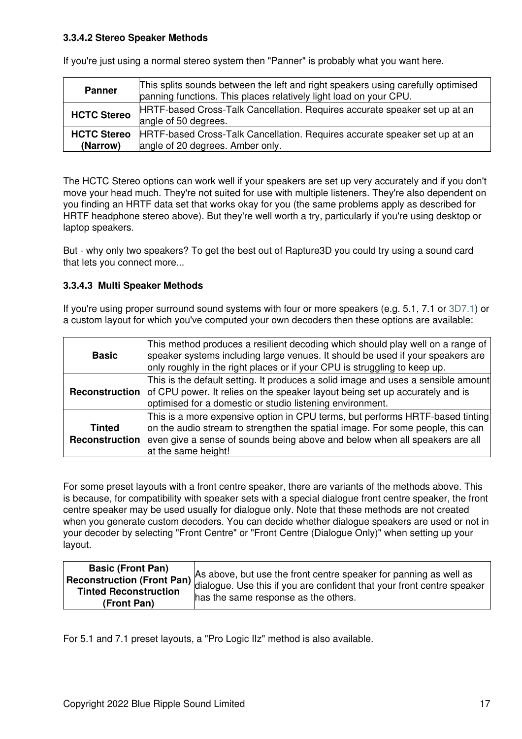#### 3.3.4.2 Stereo Speaker Methods

If you're just using a normal stereo system then "Panner" is probably what you want here.

| | |
|---|---|
| **Panner** | This splits sounds between the left and right speakers using carefully optimised panning functions. This places relatively light load on your CPU. |
| **HCTC Stereo** | HRTF-based Cross-Talk Cancellation. Requires accurate speaker set up at an angle of 50 degrees. |
| **HCTC Stereo (Narrow)** | HRTF-based Cross-Talk Cancellation. Requires accurate speaker set up at an angle of 20 degrees. Amber only. |

The HCTC Stereo options can work well if your speakers are set up very accurately and if you don't move your head much. They're not suited for use with multiple listeners. They're also dependent on you finding an HRTF data set that works okay for you (the same problems apply as described for HRTF headphone stereo above). But they're well worth a try, particularly if you're using desktop or laptop speakers.

But - why only two speakers? To get the best out of Rapture3D you could try using a sound card that lets you connect more...

#### 3.3.4.3 Multi Speaker Methods

If you're using proper surround sound systems with four or more speakers (e.g. 5.1, 7.1 or 3D7.1) or a custom layout for which you've computed your own decoders then these options are available:

| | |
|---|---|
| **Basic** | This method produces a resilient decoding which should play well on a range of speaker systems including large venues. It should be used if your speakers are only roughly in the right places or if your CPU is struggling to keep up. |
| **Reconstruction** | This is the default setting. It produces a solid image and uses a sensible amount of CPU power. It relies on the speaker layout being set up accurately and is optimised for a domestic or studio listening environment. |
| **Tinted Reconstruction** | This is a more expensive option in CPU terms, but performs HRTF-based tinting on the audio stream to strengthen the spatial image. For some people, this can even give a sense of sounds being above and below when all speakers are all at the same height! |

For some preset layouts with a front centre speaker, there are variants of the methods above. This is because, for compatibility with speaker sets with a special dialogue front centre speaker, the front centre speaker may be used usually for dialogue only. Note that these methods are not created when you generate custom decoders. You can decide whether dialogue speakers are used or not in your decoder by selecting "Front Centre" or "Front Centre (Dialogue Only)" when setting up your layout.

| | |
|---|---|
| **Basic (Front Pan)**<br>**Reconstruction (Front Pan)**<br>**Tinted Reconstruction (Front Pan)** | As above, but use the front centre speaker for panning as well as dialogue. Use this if you are confident that your front centre speaker has the same response as the others. |

For 5.1 and 7.1 preset layouts, a "Pro Logic IIz" method is also available.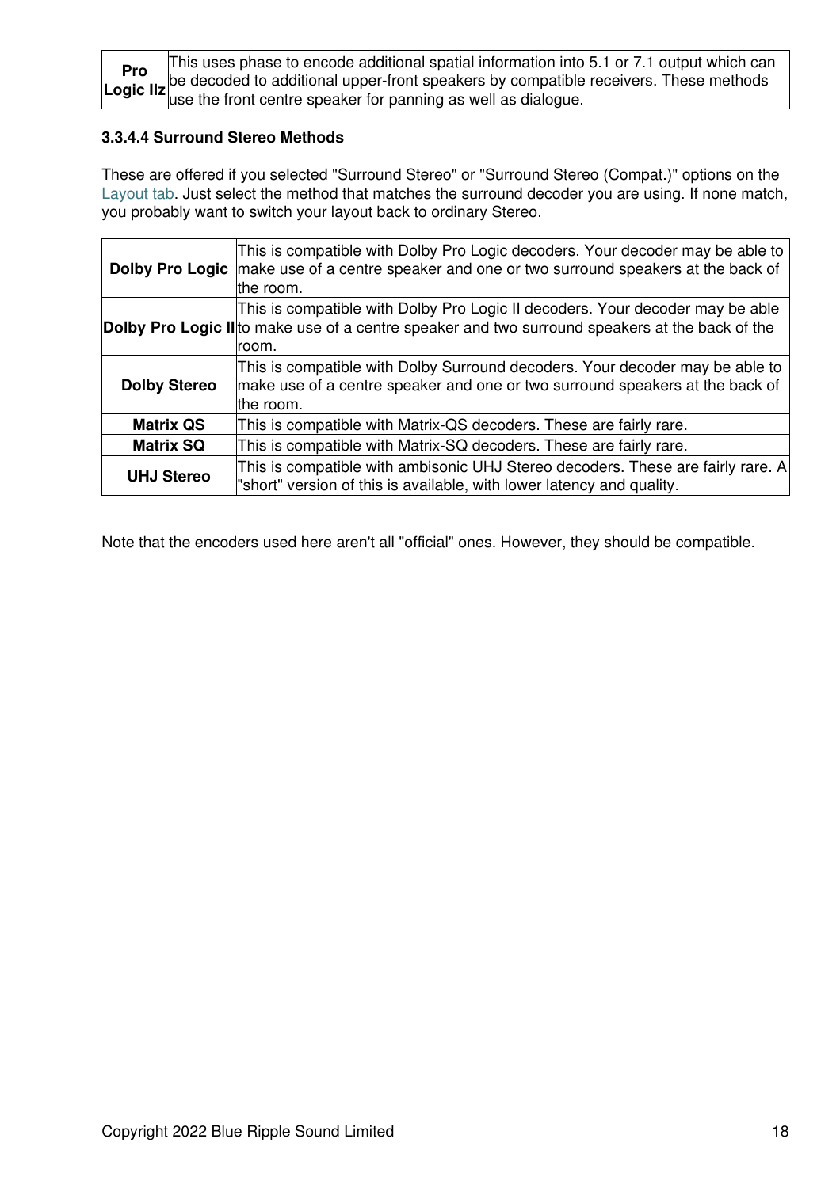| | |
|---|---|
| **Pro Logic IIz** | This uses phase to encode additional spatial information into 5.1 or 7.1 output which can be decoded to additional upper-front speakers by compatible receivers. These methods use the front centre speaker for panning as well as dialogue. |

#### 3.3.4.4 Surround Stereo Methods

These are offered if you selected "Surround Stereo" or "Surround Stereo (Compat.)" options on the Layout tab. Just select the method that matches the surround decoder you are using. If none match, you probably want to switch your layout back to ordinary Stereo.

| | |
|---|---|
| **Dolby Pro Logic** | This is compatible with Dolby Pro Logic decoders. Your decoder may be able to make use of a centre speaker and one or two surround speakers at the back of the room. |
| **Dolby Pro Logic II** | This is compatible with Dolby Pro Logic II decoders. Your decoder may be able to make use of a centre speaker and two surround speakers at the back of the room. |
| **Dolby Stereo** | This is compatible with Dolby Surround decoders. Your decoder may be able to make use of a centre speaker and one or two surround speakers at the back of the room. |
| **Matrix QS** | This is compatible with Matrix-QS decoders. These are fairly rare. |
| **Matrix SQ** | This is compatible with Matrix-SQ decoders. These are fairly rare. |
| **UHJ Stereo** | This is compatible with ambisonic UHJ Stereo decoders. These are fairly rare. A "short" version of this is available, with lower latency and quality. |

Note that the encoders used here aren't all "official" ones. However, they should be compatible.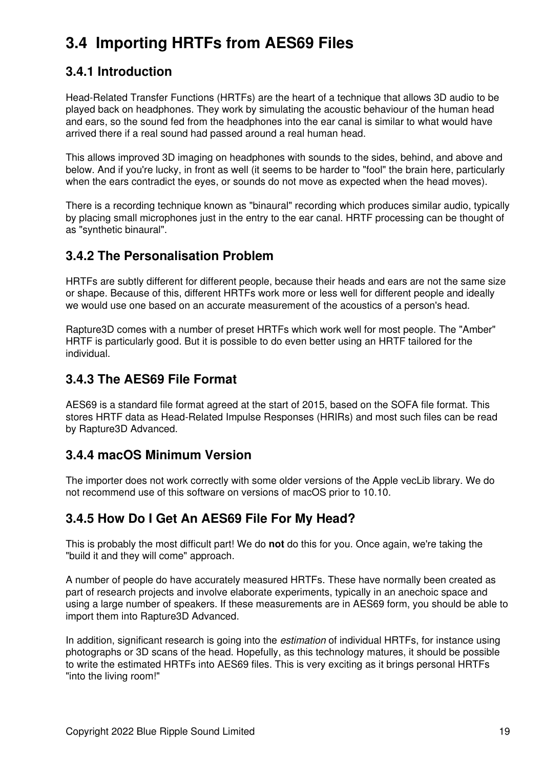## 3.4 Importing HRTFs from AES69 Files

### 3.4.1 Introduction

Head-Related Transfer Functions (HRTFs) are the heart of a technique that allows 3D audio to be played back on headphones. They work by simulating the acoustic behaviour of the human head and ears, so the sound fed from the headphones into the ear canal is similar to what would have arrived there if a real sound had passed around a real human head.

This allows improved 3D imaging on headphones with sounds to the sides, behind, and above and below. And if you're lucky, in front as well (it seems to be harder to "fool" the brain here, particularly when the ears contradict the eyes, or sounds do not move as expected when the head moves).

There is a recording technique known as "binaural" recording which produces similar audio, typically by placing small microphones just in the entry to the ear canal. HRTF processing can be thought of as "synthetic binaural".

### 3.4.2 The Personalisation Problem

HRTFs are subtly different for different people, because their heads and ears are not the same size or shape. Because of this, different HRTFs work more or less well for different people and ideally we would use one based on an accurate measurement of the acoustics of a person's head.

Rapture3D comes with a number of preset HRTFs which work well for most people. The "Amber" HRTF is particularly good. But it is possible to do even better using an HRTF tailored for the individual.

### 3.4.3 The AES69 File Format

AES69 is a standard file format agreed at the start of 2015, based on the SOFA file format. This stores HRTF data as Head-Related Impulse Responses (HRIRs) and most such files can be read by Rapture3D Advanced.

### 3.4.4 macOS Minimum Version

The importer does not work correctly with some older versions of the Apple vecLib library. We do not recommend use of this software on versions of macOS prior to 10.10.

### 3.4.5 How Do I Get An AES69 File For My Head?

This is probably the most difficult part! We do **not** do this for you. Once again, we're taking the "build it and they will come" approach.

A number of people do have accurately measured HRTFs. These have normally been created as part of research projects and involve elaborate experiments, typically in an anechoic space and using a large number of speakers. If these measurements are in AES69 form, you should be able to import them into Rapture3D Advanced.

In addition, significant research is going into the *estimation* of individual HRTFs, for instance using photographs or 3D scans of the head. Hopefully, as this technology matures, it should be possible to write the estimated HRTFs into AES69 files. This is very exciting as it brings personal HRTFs "into the living room!"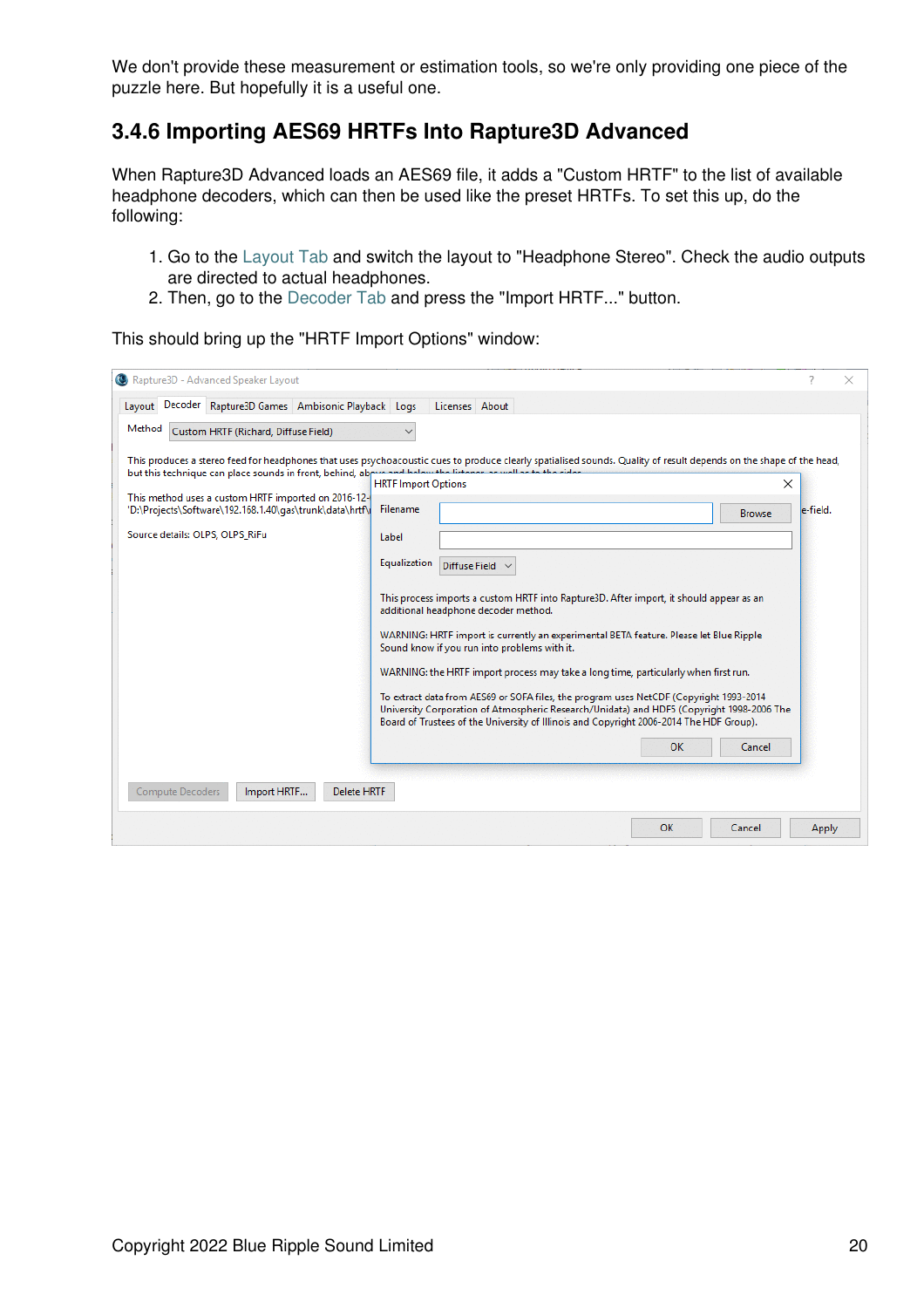We don't provide these measurement or estimation tools, so we're only providing one piece of the puzzle here. But hopefully it is a useful one.

### 3.4.6 Importing AES69 HRTFs Into Rapture3D Advanced

When Rapture3D Advanced loads an AES69 file, it adds a "Custom HRTF" to the list of available headphone decoders, which can then be used like the preset HRTFs. To set this up, do the following:

1. Go to the Layout Tab and switch the layout to "Headphone Stereo". Check the audio outputs are directed to actual headphones.
2. Then, go to the Decoder Tab and press the "Import HRTF..." button.

This should bring up the "HRTF Import Options" window: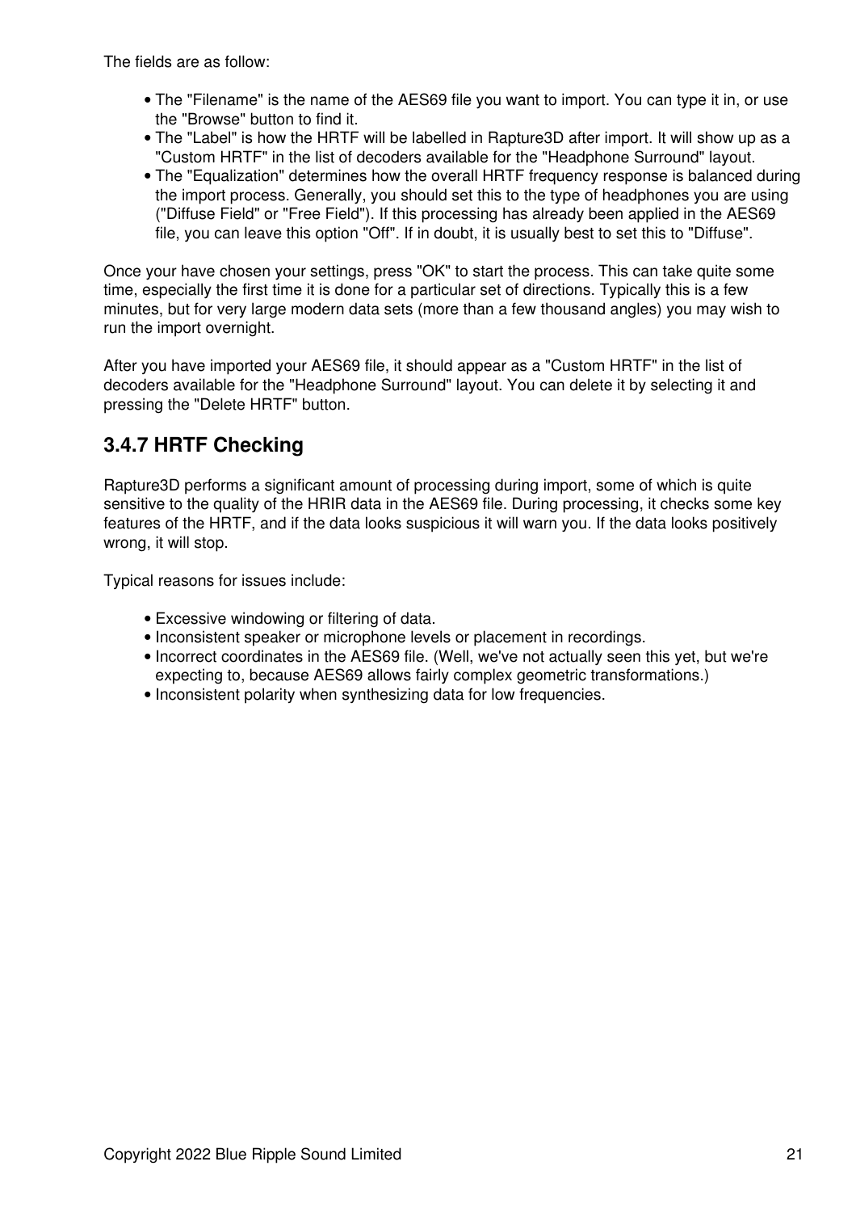The fields are as follow:

- The "Filename" is the name of the AES69 file you want to import. You can type it in, or use the "Browse" button to find it.
- The "Label" is how the HRTF will be labelled in Rapture3D after import. It will show up as a "Custom HRTF" in the list of decoders available for the "Headphone Surround" layout.
- The "Equalization" determines how the overall HRTF frequency response is balanced during the import process. Generally, you should set this to the type of headphones you are using ("Diffuse Field" or "Free Field"). If this processing has already been applied in the AES69 file, you can leave this option "Off". If in doubt, it is usually best to set this to "Diffuse".

Once your have chosen your settings, press "OK" to start the process. This can take quite some time, especially the first time it is done for a particular set of directions. Typically this is a few minutes, but for very large modern data sets (more than a few thousand angles) you may wish to run the import overnight.

After you have imported your AES69 file, it should appear as a "Custom HRTF" in the list of decoders available for the "Headphone Surround" layout. You can delete it by selecting it and pressing the "Delete HRTF" button.

### 3.4.7 HRTF Checking

Rapture3D performs a significant amount of processing during import, some of which is quite sensitive to the quality of the HRIR data in the AES69 file. During processing, it checks some key features of the HRTF, and if the data looks suspicious it will warn you. If the data looks positively wrong, it will stop.

Typical reasons for issues include:

- Excessive windowing or filtering of data.
- Inconsistent speaker or microphone levels or placement in recordings.
- Incorrect coordinates in the AES69 file. (Well, we've not actually seen this yet, but we're expecting to, because AES69 allows fairly complex geometric transformations.)
- Inconsistent polarity when synthesizing data for low frequencies.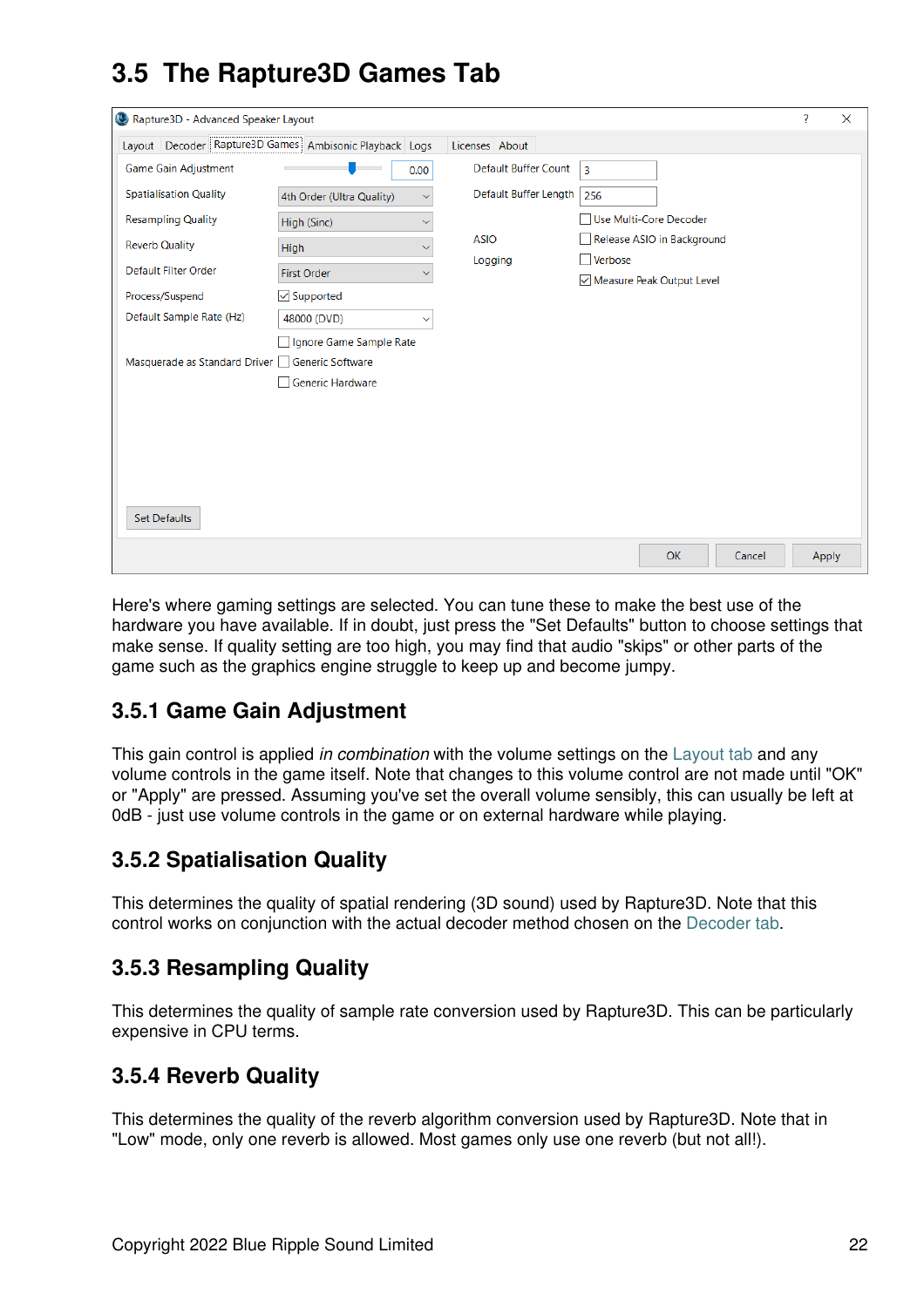## 3.5 The Rapture3D Games Tab

Here's where gaming settings are selected. You can tune these to make the best use of the hardware you have available. If in doubt, just press the "Set Defaults" button to choose settings that make sense. If quality setting are too high, you may find that audio "skips" or other parts of the game such as the graphics engine struggle to keep up and become jumpy.

### 3.5.1 Game Gain Adjustment

This gain control is applied *in combination* with the volume settings on the Layout tab and any volume controls in the game itself. Note that changes to this volume control are not made until "OK" or "Apply" are pressed. Assuming you've set the overall volume sensibly, this can usually be left at 0dB - just use volume controls in the game or on external hardware while playing.

### 3.5.2 Spatialisation Quality

This determines the quality of spatial rendering (3D sound) used by Rapture3D. Note that this control works on conjunction with the actual decoder method chosen on the Decoder tab.

### 3.5.3 Resampling Quality

This determines the quality of sample rate conversion used by Rapture3D. This can be particularly expensive in CPU terms.

### 3.5.4 Reverb Quality

This determines the quality of the reverb algorithm conversion used by Rapture3D. Note that in "Low" mode, only one reverb is allowed. Most games only use one reverb (but not all!).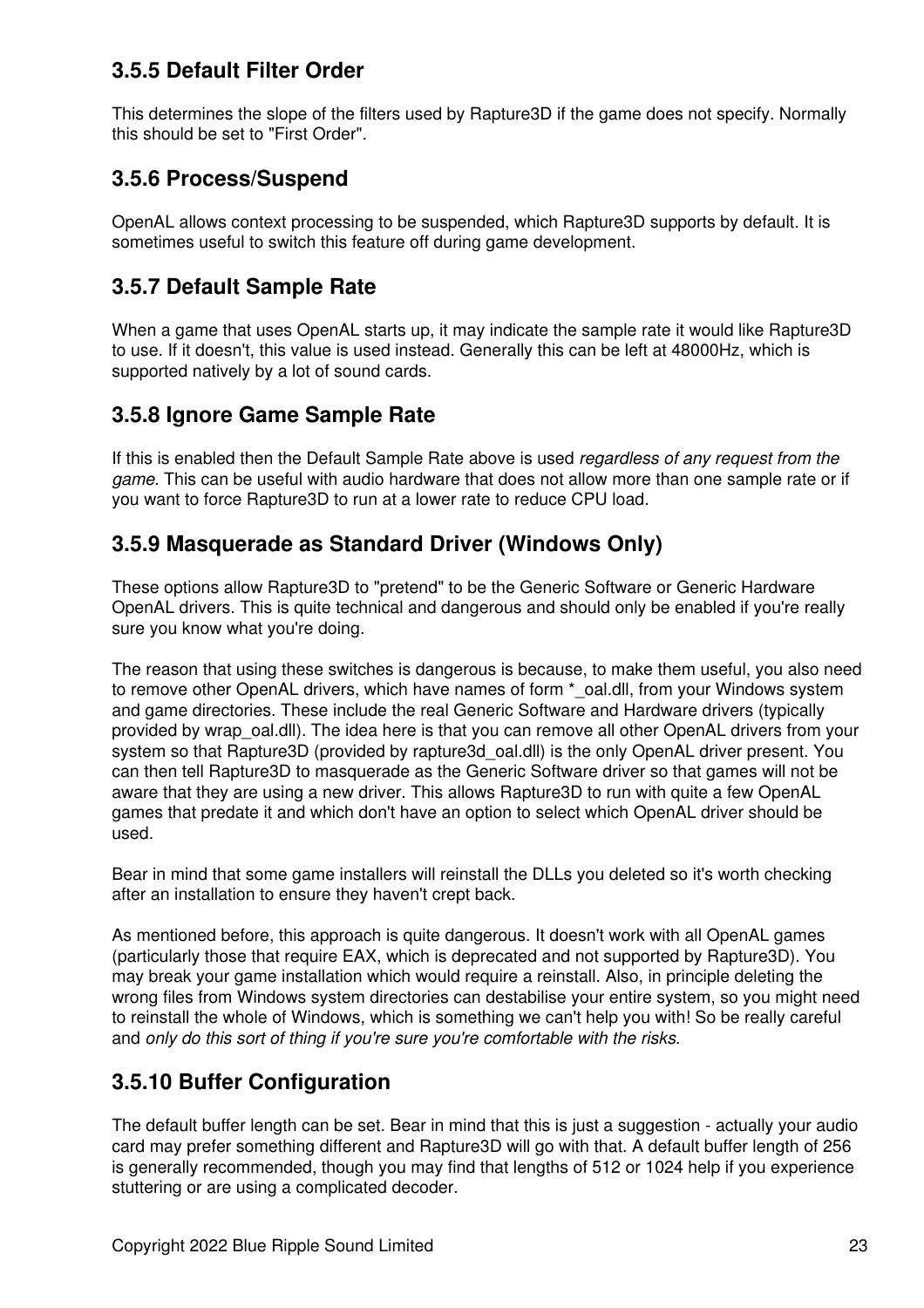### 3.5.5 Default Filter Order

This determines the slope of the filters used by Rapture3D if the game does not specify. Normally this should be set to "First Order".

### 3.5.6 Process/Suspend

OpenAL allows context processing to be suspended, which Rapture3D supports by default. It is sometimes useful to switch this feature off during game development.

### 3.5.7 Default Sample Rate

When a game that uses OpenAL starts up, it may indicate the sample rate it would like Rapture3D to use. If it doesn't, this value is used instead. Generally this can be left at 48000Hz, which is supported natively by a lot of sound cards.

### 3.5.8 Ignore Game Sample Rate

If this is enabled then the Default Sample Rate above is used *regardless of any request from the game*. This can be useful with audio hardware that does not allow more than one sample rate or if you want to force Rapture3D to run at a lower rate to reduce CPU load.

### 3.5.9 Masquerade as Standard Driver (Windows Only)

These options allow Rapture3D to "pretend" to be the Generic Software or Generic Hardware OpenAL drivers. This is quite technical and dangerous and should only be enabled if you're really sure you know what you're doing.

The reason that using these switches is dangerous is because, to make them useful, you also need to remove other OpenAL drivers, which have names of form *_oal.dll, from your Windows system and game directories. These include the real Generic Software and Hardware drivers (typically provided by wrap_oal.dll). The idea here is that you can remove all other OpenAL drivers from your system so that Rapture3D (provided by rapture3d_oal.dll) is the only OpenAL driver present. You can then tell Rapture3D to masquerade as the Generic Software driver so that games will not be aware that they are using a new driver. This allows Rapture3D to run with quite a few OpenAL games that predate it and which don't have an option to select which OpenAL driver should be used.

Bear in mind that some game installers will reinstall the DLLs you deleted so it's worth checking after an installation to ensure they haven't crept back.

As mentioned before, this approach is quite dangerous. It doesn't work with all OpenAL games (particularly those that require EAX, which is deprecated and not supported by Rapture3D). You may break your game installation which would require a reinstall. Also, in principle deleting the wrong files from Windows system directories can destabilise your entire system, so you might need to reinstall the whole of Windows, which is something we can't help you with! So be really careful and *only do this sort of thing if you're sure you're comfortable with the risks*.

### 3.5.10 Buffer Configuration

The default buffer length can be set. Bear in mind that this is just a suggestion - actually your audio card may prefer something different and Rapture3D will go with that. A default buffer length of 256 is generally recommended, though you may find that lengths of 512 or 1024 help if you experience stuttering or are using a complicated decoder.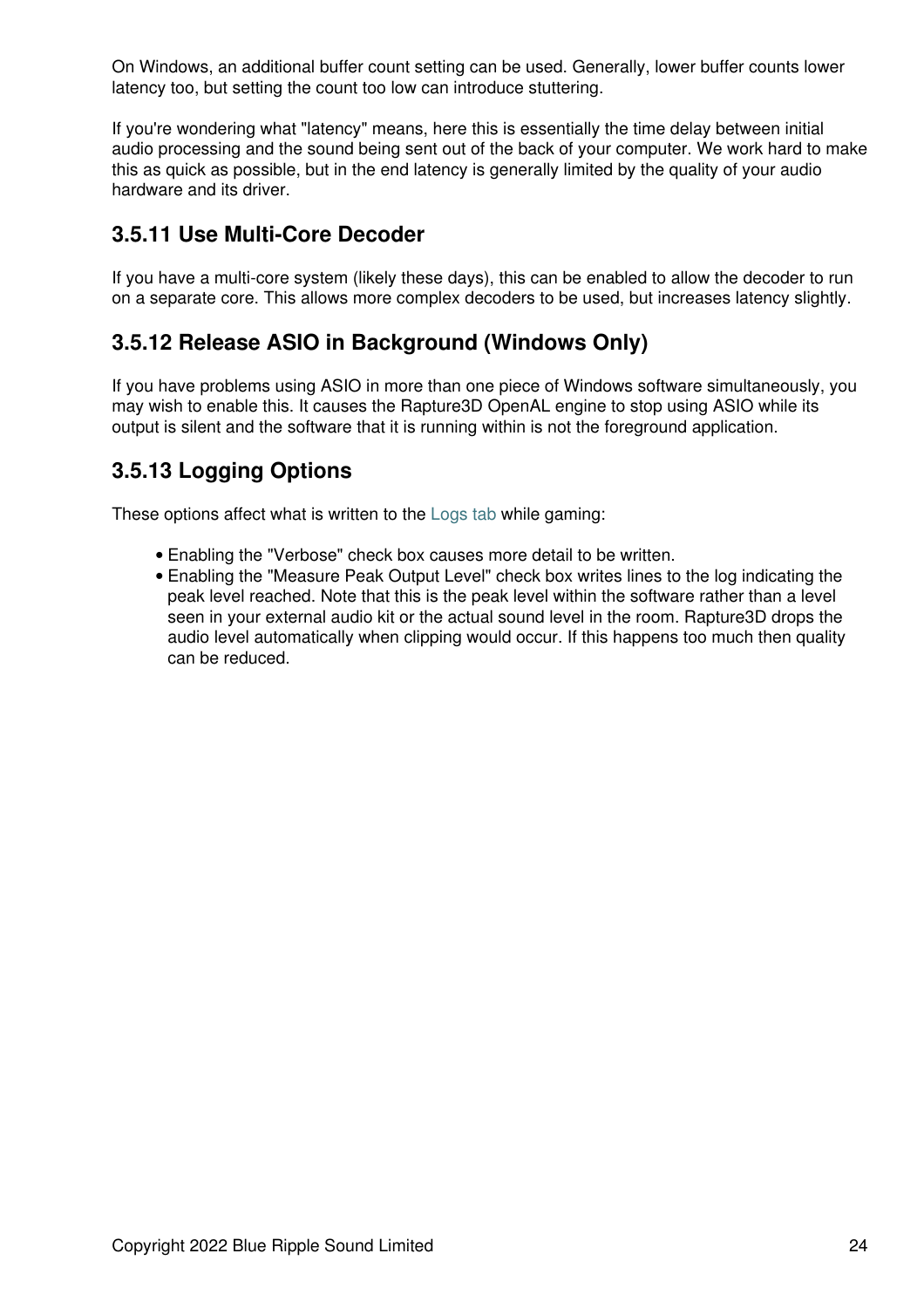On Windows, an additional buffer count setting can be used. Generally, lower buffer counts lower latency too, but setting the count too low can introduce stuttering.

If you're wondering what "latency" means, here this is essentially the time delay between initial audio processing and the sound being sent out of the back of your computer. We work hard to make this as quick as possible, but in the end latency is generally limited by the quality of your audio hardware and its driver.

### 3.5.11 Use Multi-Core Decoder

If you have a multi-core system (likely these days), this can be enabled to allow the decoder to run on a separate core. This allows more complex decoders to be used, but increases latency slightly.

### 3.5.12 Release ASIO in Background (Windows Only)

If you have problems using ASIO in more than one piece of Windows software simultaneously, you may wish to enable this. It causes the Rapture3D OpenAL engine to stop using ASIO while its output is silent and the software that it is running within is not the foreground application.

### 3.5.13 Logging Options

These options affect what is written to the Logs tab while gaming:

- Enabling the "Verbose" check box causes more detail to be written.
- Enabling the "Measure Peak Output Level" check box writes lines to the log indicating the peak level reached. Note that this is the peak level within the software rather than a level seen in your external audio kit or the actual sound level in the room. Rapture3D drops the audio level automatically when clipping would occur. If this happens too much then quality can be reduced.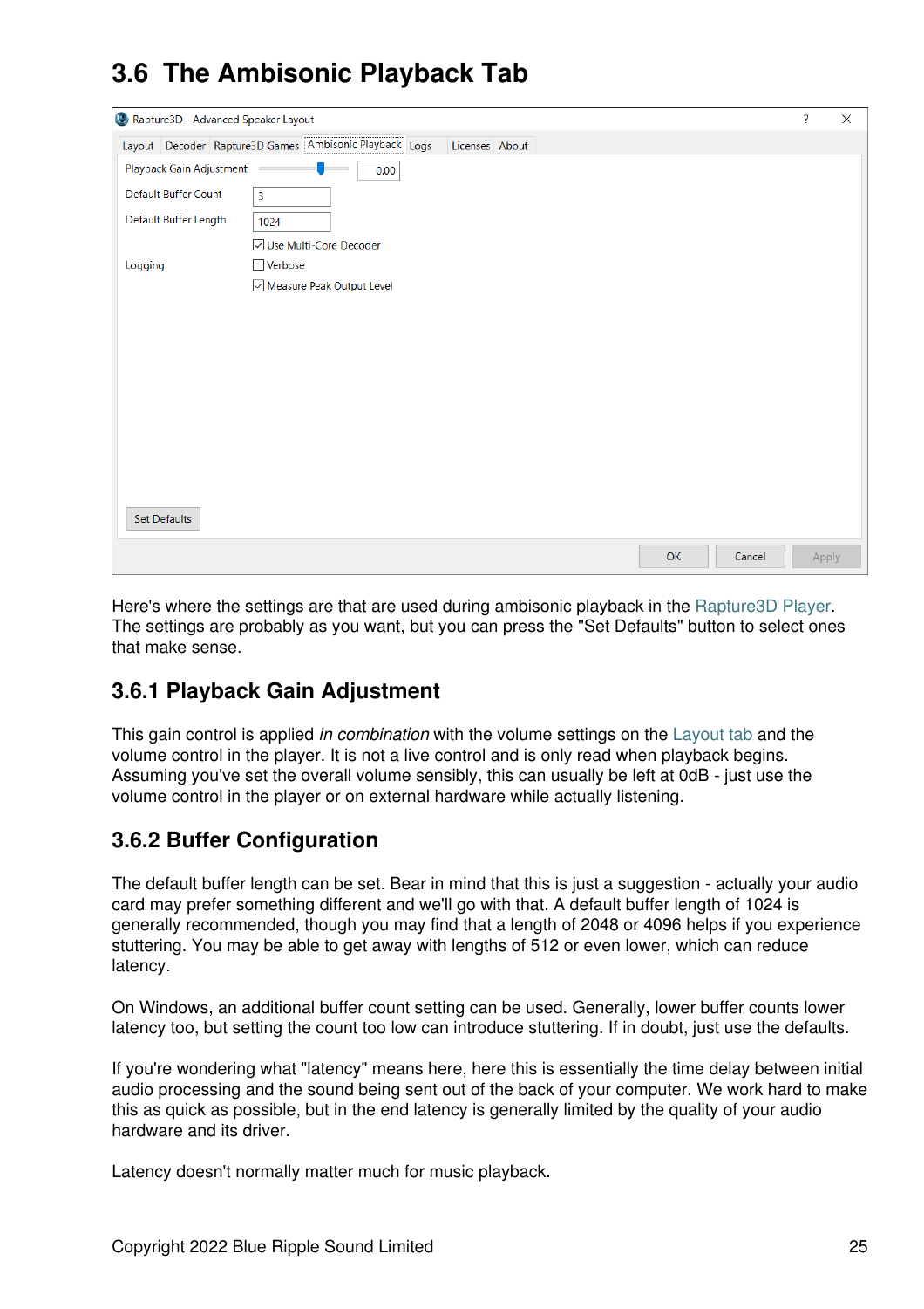# 3.6 The Ambisonic Playback Tab

Here's where the settings are that are used during ambisonic playback in the Rapture3D Player. The settings are probably as you want, but you can press the "Set Defaults" button to select ones that make sense.

## 3.6.1 Playback Gain Adjustment

This gain control is applied *in combination* with the volume settings on the Layout tab and the volume control in the player. It is not a live control and is only read when playback begins. Assuming you've set the overall volume sensibly, this can usually be left at 0dB - just use the volume control in the player or on external hardware while actually listening.

## 3.6.2 Buffer Configuration

The default buffer length can be set. Bear in mind that this is just a suggestion - actually your audio card may prefer something different and we'll go with that. A default buffer length of 1024 is generally recommended, though you may find that a length of 2048 or 4096 helps if you experience stuttering. You may be able to get away with lengths of 512 or even lower, which can reduce latency.

On Windows, an additional buffer count setting can be used. Generally, lower buffer counts lower latency too, but setting the count too low can introduce stuttering. If in doubt, just use the defaults.

If you're wondering what "latency" means here, here this is essentially the time delay between initial audio processing and the sound being sent out of the back of your computer. We work hard to make this as quick as possible, but in the end latency is generally limited by the quality of your audio hardware and its driver.

Latency doesn't normally matter much for music playback.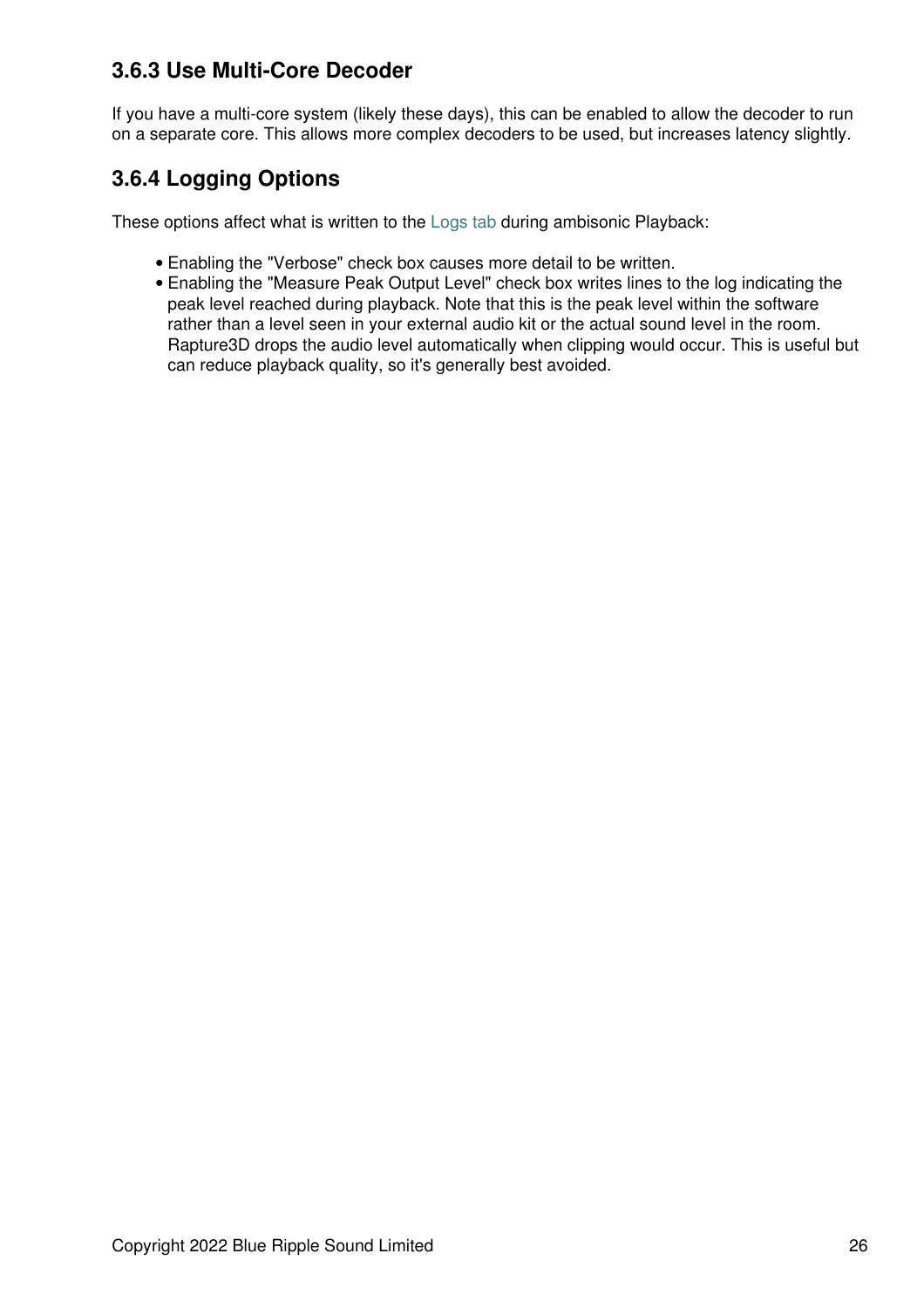### 3.6.3 Use Multi-Core Decoder

If you have a multi-core system (likely these days), this can be enabled to allow the decoder to run on a separate core. This allows more complex decoders to be used, but increases latency slightly.

### 3.6.4 Logging Options

These options affect what is written to the Logs tab during ambisonic Playback:

- Enabling the "Verbose" check box causes more detail to be written.
- Enabling the "Measure Peak Output Level" check box writes lines to the log indicating the peak level reached during playback. Note that this is the peak level within the software rather than a level seen in your external audio kit or the actual sound level in the room. Rapture3D drops the audio level automatically when clipping would occur. This is useful but can reduce playback quality, so it's generally best avoided.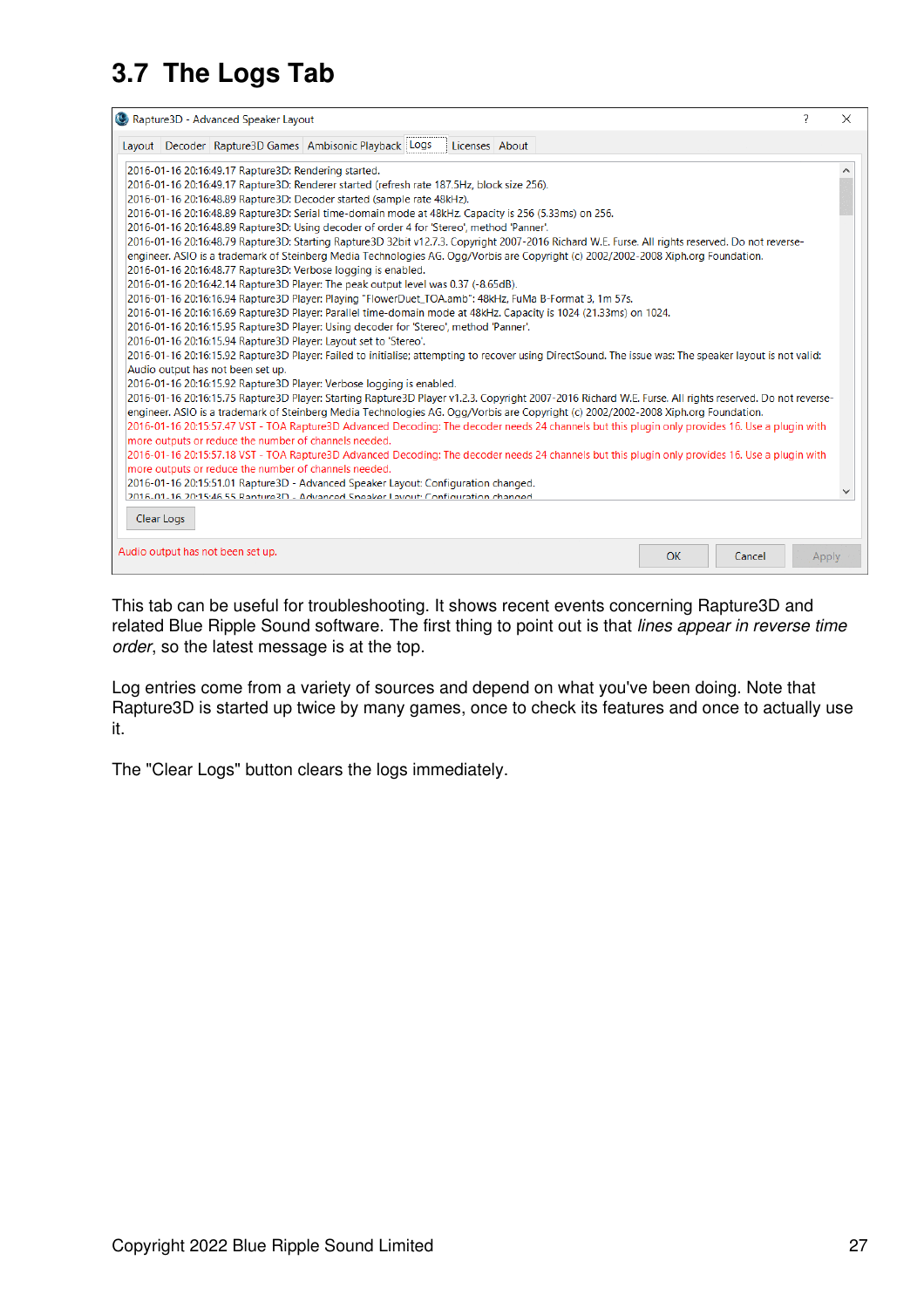## 3.7 The Logs Tab

This tab can be useful for troubleshooting. It shows recent events concerning Rapture3D and related Blue Ripple Sound software. The first thing to point out is that *lines appear in reverse time order*, so the latest message is at the top.

Log entries come from a variety of sources and depend on what you've been doing. Note that Rapture3D is started up twice by many games, once to check its features and once to actually use it.

The "Clear Logs" button clears the logs immediately.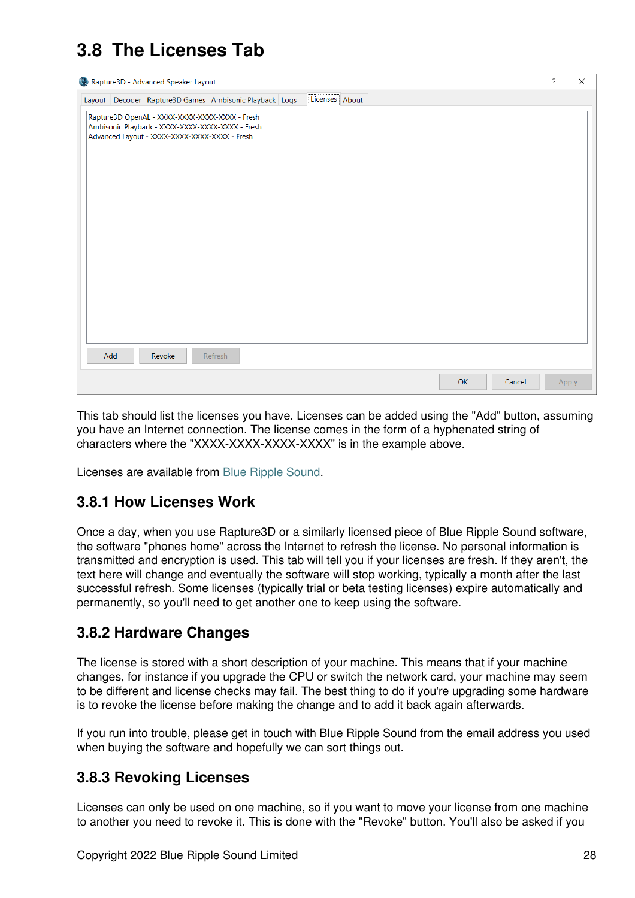## 3.8 The Licenses Tab

This tab should list the licenses you have. Licenses can be added using the "Add" button, assuming you have an Internet connection. The license comes in the form of a hyphenated string of characters where the "XXXX-XXXX-XXXX-XXXX" is in the example above.

Licenses are available from Blue Ripple Sound.

### 3.8.1 How Licenses Work

Once a day, when you use Rapture3D or a similarly licensed piece of Blue Ripple Sound software, the software "phones home" across the Internet to refresh the license. No personal information is transmitted and encryption is used. This tab will tell you if your licenses are fresh. If they aren't, the text here will change and eventually the software will stop working, typically a month after the last successful refresh. Some licenses (typically trial or beta testing licenses) expire automatically and permanently, so you'll need to get another one to keep using the software.

### 3.8.2 Hardware Changes

The license is stored with a short description of your machine. This means that if your machine changes, for instance if you upgrade the CPU or switch the network card, your machine may seem to be different and license checks may fail. The best thing to do if you're upgrading some hardware is to revoke the license before making the change and to add it back again afterwards.

If you run into trouble, please get in touch with Blue Ripple Sound from the email address you used when buying the software and hopefully we can sort things out.

### 3.8.3 Revoking Licenses

Licenses can only be used on one machine, so if you want to move your license from one machine to another you need to revoke it. This is done with the "Revoke" button. You'll also be asked if you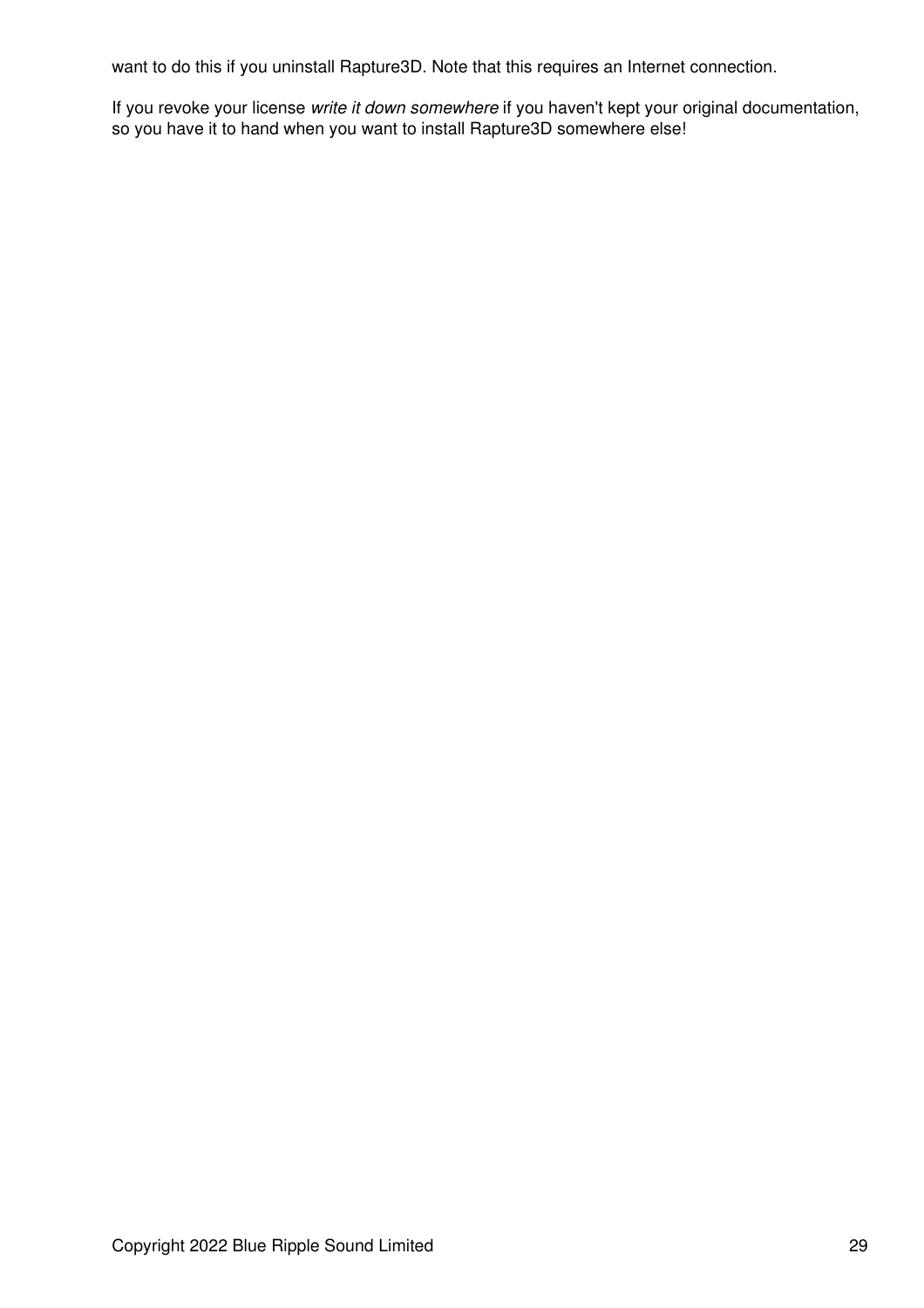want to do this if you uninstall Rapture3D. Note that this requires an Internet connection.

If you revoke your license *write it down somewhere* if you haven't kept your original documentation, so you have it to hand when you want to install Rapture3D somewhere else!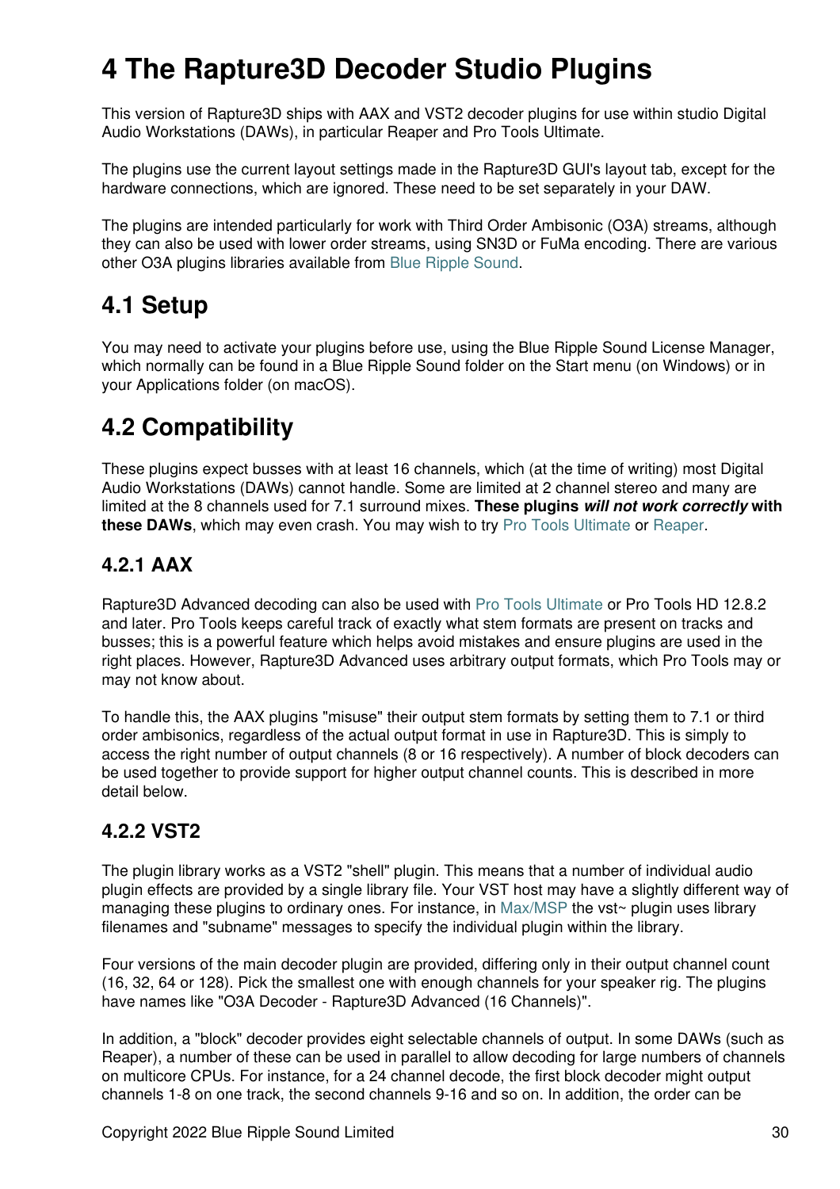# 4 The Rapture3D Decoder Studio Plugins

This version of Rapture3D ships with AAX and VST2 decoder plugins for use within studio Digital Audio Workstations (DAWs), in particular Reaper and Pro Tools Ultimate.

The plugins use the current layout settings made in the Rapture3D GUI's layout tab, except for the hardware connections, which are ignored. These need to be set separately in your DAW.

The plugins are intended particularly for work with Third Order Ambisonic (O3A) streams, although they can also be used with lower order streams, using SN3D or FuMa encoding. There are various other O3A plugins libraries available from Blue Ripple Sound.

## 4.1 Setup

You may need to activate your plugins before use, using the Blue Ripple Sound License Manager, which normally can be found in a Blue Ripple Sound folder on the Start menu (on Windows) or in your Applications folder (on macOS).

## 4.2 Compatibility

These plugins expect busses with at least 16 channels, which (at the time of writing) most Digital Audio Workstations (DAWs) cannot handle. Some are limited at 2 channel stereo and many are limited at the 8 channels used for 7.1 surround mixes. **These plugins *will not work correctly* with these DAWs**, which may even crash. You may wish to try Pro Tools Ultimate or Reaper.

### 4.2.1 AAX

Rapture3D Advanced decoding can also be used with Pro Tools Ultimate or Pro Tools HD 12.8.2 and later. Pro Tools keeps careful track of exactly what stem formats are present on tracks and busses; this is a powerful feature which helps avoid mistakes and ensure plugins are used in the right places. However, Rapture3D Advanced uses arbitrary output formats, which Pro Tools may or may not know about.

To handle this, the AAX plugins "misuse" their output stem formats by setting them to 7.1 or third order ambisonics, regardless of the actual output format in use in Rapture3D. This is simply to access the right number of output channels (8 or 16 respectively). A number of block decoders can be used together to provide support for higher output channel counts. This is described in more detail below.

### 4.2.2 VST2

The plugin library works as a VST2 "shell" plugin. This means that a number of individual audio plugin effects are provided by a single library file. Your VST host may have a slightly different way of managing these plugins to ordinary ones. For instance, in Max/MSP the vst~ plugin uses library filenames and "subname" messages to specify the individual plugin within the library.

Four versions of the main decoder plugin are provided, differing only in their output channel count (16, 32, 64 or 128). Pick the smallest one with enough channels for your speaker rig. The plugins have names like "O3A Decoder - Rapture3D Advanced (16 Channels)".

In addition, a "block" decoder provides eight selectable channels of output. In some DAWs (such as Reaper), a number of these can be used in parallel to allow decoding for large numbers of channels on multicore CPUs. For instance, for a 24 channel decode, the first block decoder might output channels 1-8 on one track, the second channels 9-16 and so on. In addition, the order can be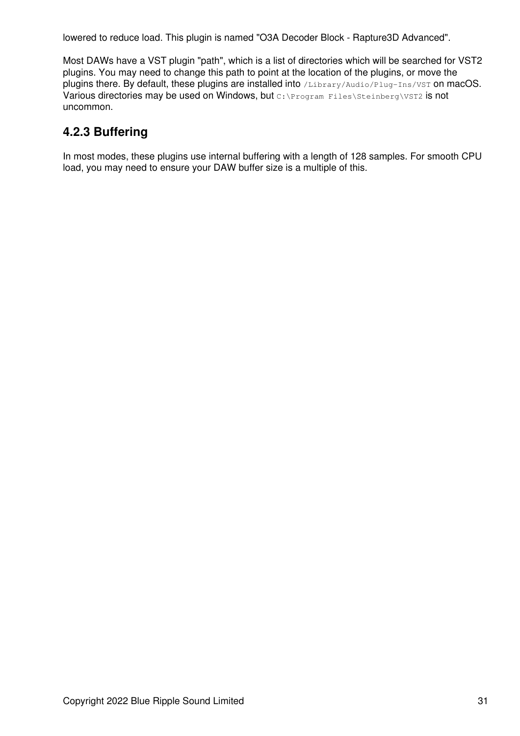lowered to reduce load. This plugin is named "O3A Decoder Block - Rapture3D Advanced".

Most DAWs have a VST plugin "path", which is a list of directories which will be searched for VST2 plugins. You may need to change this path to point at the location of the plugins, or move the plugins there. By default, these plugins are installed into `/Library/Audio/Plug-Ins/VST` on macOS. Various directories may be used on Windows, but `C:\Program Files\Steinberg\VST2` is not uncommon.

### 4.2.3 Buffering

In most modes, these plugins use internal buffering with a length of 128 samples. For smooth CPU load, you may need to ensure your DAW buffer size is a multiple of this.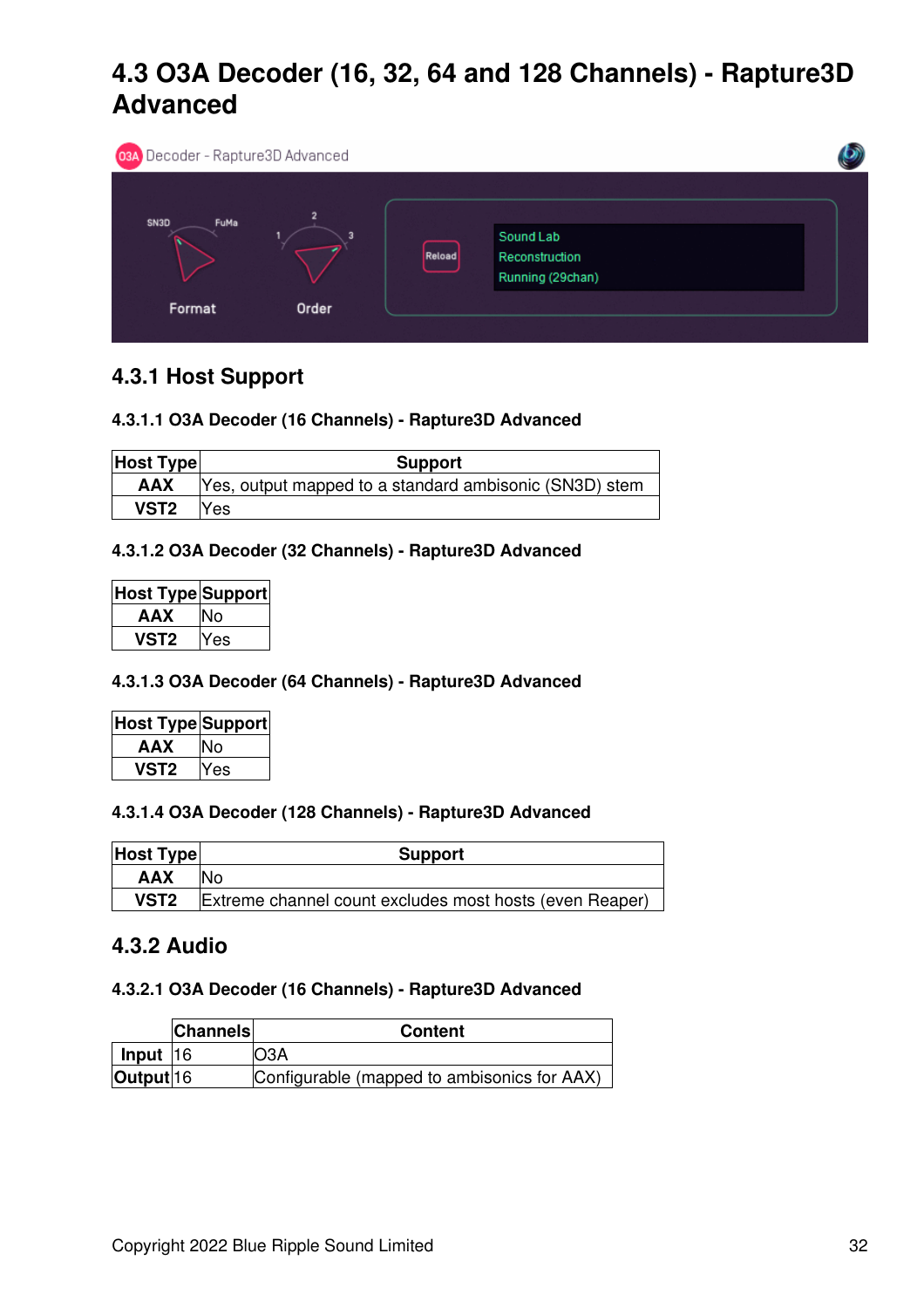# 4.3 O3A Decoder (16, 32, 64 and 128 Channels) - Rapture3D Advanced

## 4.3.1 Host Support

### 4.3.1.1 O3A Decoder (16 Channels) - Rapture3D Advanced

| Host Type | Support |
|---|---|
| **AAX** | Yes, output mapped to a standard ambisonic (SN3D) stem |
| **VST2** | Yes |

### 4.3.1.2 O3A Decoder (32 Channels) - Rapture3D Advanced

| Host Type | Support |
|---|---|
| **AAX** | No |
| **VST2** | Yes |

### 4.3.1.3 O3A Decoder (64 Channels) - Rapture3D Advanced

| Host Type | Support |
|---|---|
| **AAX** | No |
| **VST2** | Yes |

### 4.3.1.4 O3A Decoder (128 Channels) - Rapture3D Advanced

| Host Type | Support |
|---|---|
| **AAX** | No |
| **VST2** | Extreme channel count excludes most hosts (even Reaper) |

## 4.3.2 Audio

### 4.3.2.1 O3A Decoder (16 Channels) - Rapture3D Advanced

| | Channels | Content |
|---|---|---|
| **Input** | 16 | O3A |
| **Output** | 16 | Configurable (mapped to ambisonics for AAX) |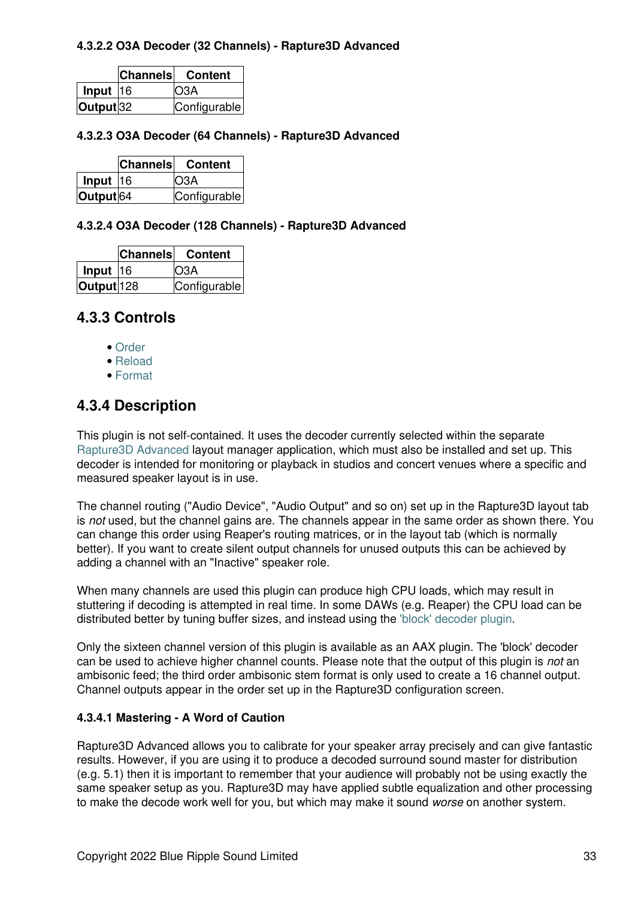#### 4.3.2.2 O3A Decoder (32 Channels) - Rapture3D Advanced

| | Channels | Content |
|---|---|---|
| **Input** | 16 | O3A |
| **Output** | 32 | Configurable |

#### 4.3.2.3 O3A Decoder (64 Channels) - Rapture3D Advanced

| | Channels | Content |
|---|---|---|
| **Input** | 16 | O3A |
| **Output** | 64 | Configurable |

#### 4.3.2.4 O3A Decoder (128 Channels) - Rapture3D Advanced

| | Channels | Content |
|---|---|---|
| **Input** | 16 | O3A |
| **Output** | 128 | Configurable |

### 4.3.3 Controls

- Order
- Reload
- Format

### 4.3.4 Description

This plugin is not self-contained. It uses the decoder currently selected within the separate Rapture3D Advanced layout manager application, which must also be installed and set up. This decoder is intended for monitoring or playback in studios and concert venues where a specific and measured speaker layout is in use.

The channel routing ("Audio Device", "Audio Output" and so on) set up in the Rapture3D layout tab is *not* used, but the channel gains are. The channels appear in the same order as shown there. You can change this order using Reaper's routing matrices, or in the layout tab (which is normally better). If you want to create silent output channels for unused outputs this can be achieved by adding a channel with an "Inactive" speaker role.

When many channels are used this plugin can produce high CPU loads, which may result in stuttering if decoding is attempted in real time. In some DAWs (e.g. Reaper) the CPU load can be distributed better by tuning buffer sizes, and instead using the 'block' decoder plugin.

Only the sixteen channel version of this plugin is available as an AAX plugin. The 'block' decoder can be used to achieve higher channel counts. Please note that the output of this plugin is *not* an ambisonic feed; the third order ambisonic stem format is only used to create a 16 channel output. Channel outputs appear in the order set up in the Rapture3D configuration screen.

#### 4.3.4.1 Mastering - A Word of Caution

Rapture3D Advanced allows you to calibrate for your speaker array precisely and can give fantastic results. However, if you are using it to produce a decoded surround sound master for distribution (e.g. 5.1) then it is important to remember that your audience will probably not be using exactly the same speaker setup as you. Rapture3D may have applied subtle equalization and other processing to make the decode work well for you, but which may make it sound *worse* on another system.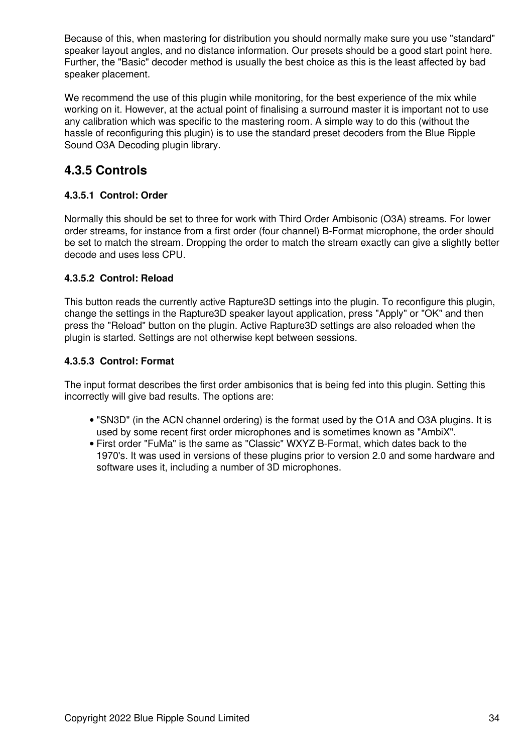Because of this, when mastering for distribution you should normally make sure you use "standard" speaker layout angles, and no distance information. Our presets should be a good start point here. Further, the "Basic" decoder method is usually the best choice as this is the least affected by bad speaker placement.

We recommend the use of this plugin while monitoring, for the best experience of the mix while working on it. However, at the actual point of finalising a surround master it is important not to use any calibration which was specific to the mastering room. A simple way to do this (without the hassle of reconfiguring this plugin) is to use the standard preset decoders from the Blue Ripple Sound O3A Decoding plugin library.

## 4.3.5 Controls

#### 4.3.5.1 Control: Order

Normally this should be set to three for work with Third Order Ambisonic (O3A) streams. For lower order streams, for instance from a first order (four channel) B-Format microphone, the order should be set to match the stream. Dropping the order to match the stream exactly can give a slightly better decode and uses less CPU.

#### 4.3.5.2 Control: Reload

This button reads the currently active Rapture3D settings into the plugin. To reconfigure this plugin, change the settings in the Rapture3D speaker layout application, press "Apply" or "OK" and then press the "Reload" button on the plugin. Active Rapture3D settings are also reloaded when the plugin is started. Settings are not otherwise kept between sessions.

#### 4.3.5.3 Control: Format

The input format describes the first order ambisonics that is being fed into this plugin. Setting this incorrectly will give bad results. The options are:

- "SN3D" (in the ACN channel ordering) is the format used by the O1A and O3A plugins. It is used by some recent first order microphones and is sometimes known as "AmbiX".
- First order "FuMa" is the same as "Classic" WXYZ B-Format, which dates back to the 1970's. It was used in versions of these plugins prior to version 2.0 and some hardware and software uses it, including a number of 3D microphones.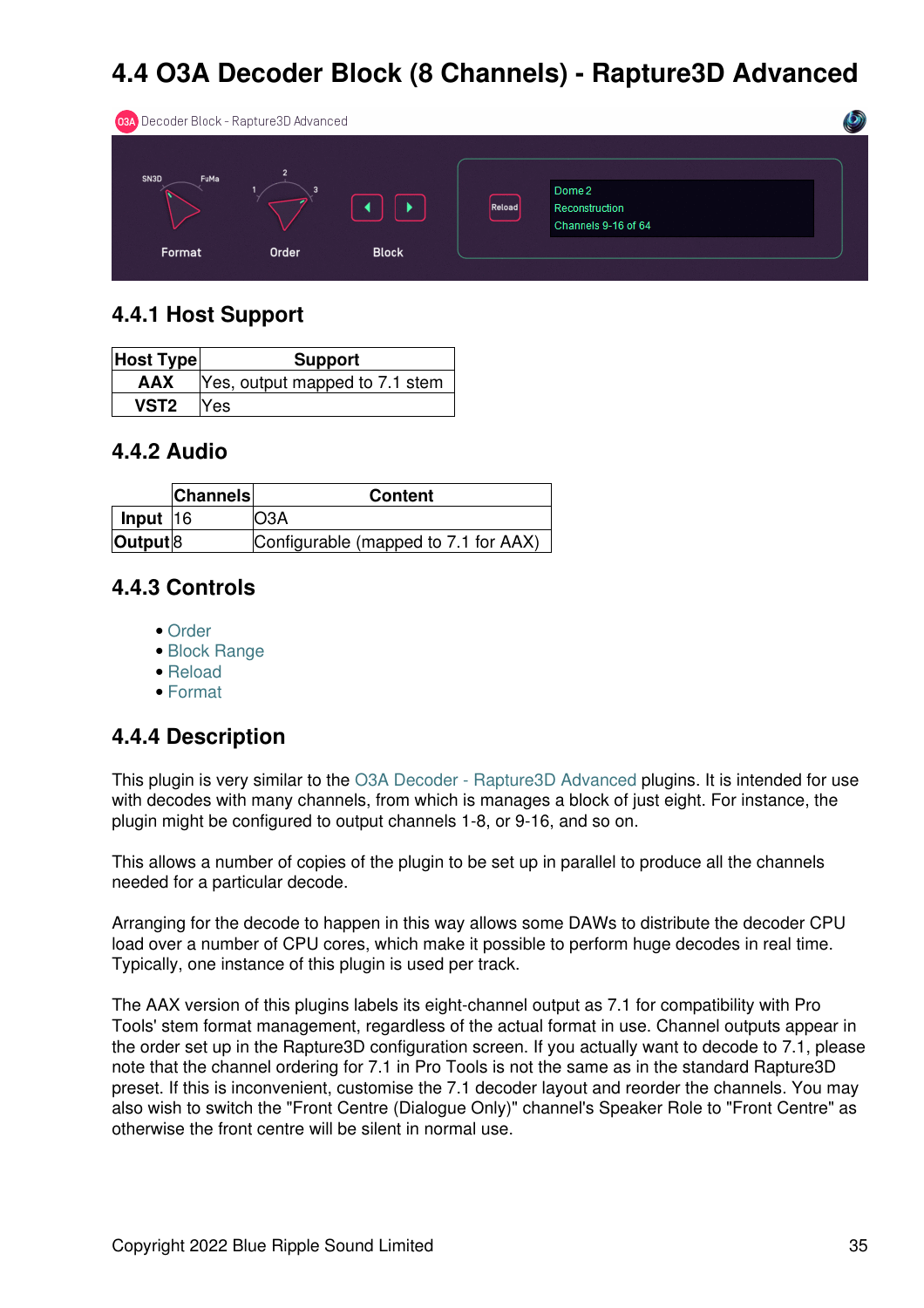# 4.4 O3A Decoder Block (8 Channels) - Rapture3D Advanced

## 4.4.1 Host Support

| Host Type | Support |
|---|---|
| AAX | Yes, output mapped to 7.1 stem |
| VST2 | Yes |

## 4.4.2 Audio

| | Channels | Content |
|---|---|---|
| Input | 16 | O3A |
| Output | 8 | Configurable (mapped to 7.1 for AAX) |

## 4.4.3 Controls

- Order
- Block Range
- Reload
- Format

## 4.4.4 Description

This plugin is very similar to the O3A Decoder - Rapture3D Advanced plugins. It is intended for use with decodes with many channels, from which is manages a block of just eight. For instance, the plugin might be configured to output channels 1-8, or 9-16, and so on.

This allows a number of copies of the plugin to be set up in parallel to produce all the channels needed for a particular decode.

Arranging for the decode to happen in this way allows some DAWs to distribute the decoder CPU load over a number of CPU cores, which make it possible to perform huge decodes in real time. Typically, one instance of this plugin is used per track.

The AAX version of this plugins labels its eight-channel output as 7.1 for compatibility with Pro Tools' stem format management, regardless of the actual format in use. Channel outputs appear in the order set up in the Rapture3D configuration screen. If you actually want to decode to 7.1, please note that the channel ordering for 7.1 in Pro Tools is not the same as in the standard Rapture3D preset. If this is inconvenient, customise the 7.1 decoder layout and reorder the channels. You may also wish to switch the "Front Centre (Dialogue Only)" channel's Speaker Role to "Front Centre" as otherwise the front centre will be silent in normal use.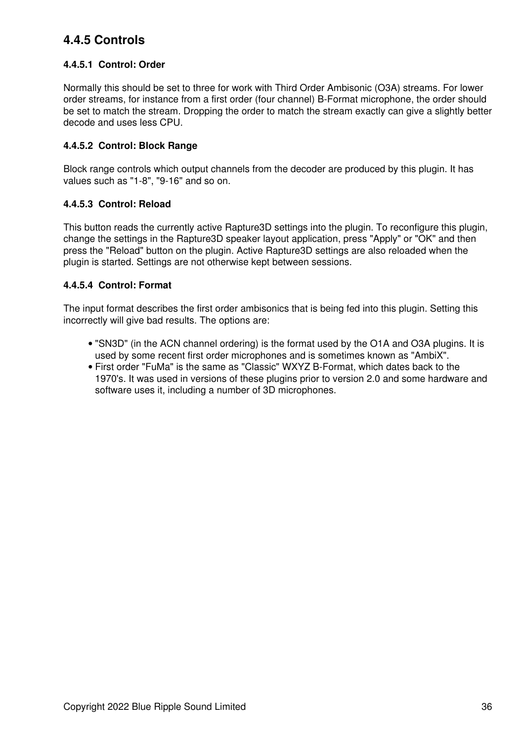## 4.4.5 Controls

### 4.4.5.1 Control: Order

Normally this should be set to three for work with Third Order Ambisonic (O3A) streams. For lower order streams, for instance from a first order (four channel) B-Format microphone, the order should be set to match the stream. Dropping the order to match the stream exactly can give a slightly better decode and uses less CPU.

### 4.4.5.2 Control: Block Range

Block range controls which output channels from the decoder are produced by this plugin. It has values such as "1-8", "9-16" and so on.

### 4.4.5.3 Control: Reload

This button reads the currently active Rapture3D settings into the plugin. To reconfigure this plugin, change the settings in the Rapture3D speaker layout application, press "Apply" or "OK" and then press the "Reload" button on the plugin. Active Rapture3D settings are also reloaded when the plugin is started. Settings are not otherwise kept between sessions.

### 4.4.5.4 Control: Format

The input format describes the first order ambisonics that is being fed into this plugin. Setting this incorrectly will give bad results. The options are:

- "SN3D" (in the ACN channel ordering) is the format used by the O1A and O3A plugins. It is used by some recent first order microphones and is sometimes known as "AmbiX".
- First order "FuMa" is the same as "Classic" WXYZ B-Format, which dates back to the 1970's. It was used in versions of these plugins prior to version 2.0 and some hardware and software uses it, including a number of 3D microphones.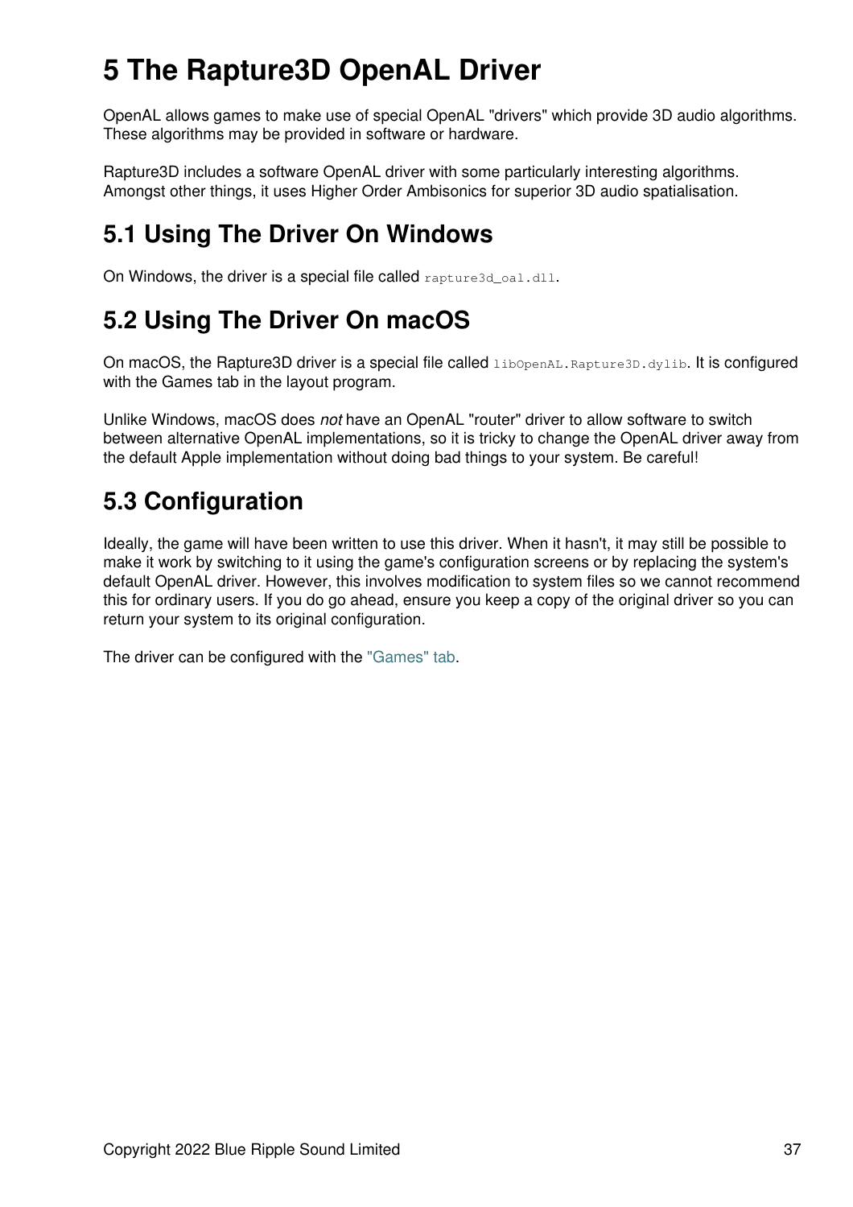# 5 The Rapture3D OpenAL Driver

OpenAL allows games to make use of special OpenAL "drivers" which provide 3D audio algorithms. These algorithms may be provided in software or hardware.

Rapture3D includes a software OpenAL driver with some particularly interesting algorithms. Amongst other things, it uses Higher Order Ambisonics for superior 3D audio spatialisation.

## 5.1 Using The Driver On Windows

On Windows, the driver is a special file called `rapture3d_oal.dll`.

## 5.2 Using The Driver On macOS

On macOS, the Rapture3D driver is a special file called `libOpenAL.Rapture3D.dylib`. It is configured with the Games tab in the layout program.

Unlike Windows, macOS does *not* have an OpenAL "router" driver to allow software to switch between alternative OpenAL implementations, so it is tricky to change the OpenAL driver away from the default Apple implementation without doing bad things to your system. Be careful!

## 5.3 Configuration

Ideally, the game will have been written to use this driver. When it hasn't, it may still be possible to make it work by switching to it using the game's configuration screens or by replacing the system's default OpenAL driver. However, this involves modification to system files so we cannot recommend this for ordinary users. If you do go ahead, ensure you keep a copy of the original driver so you can return your system to its original configuration.

The driver can be configured with the "Games" tab.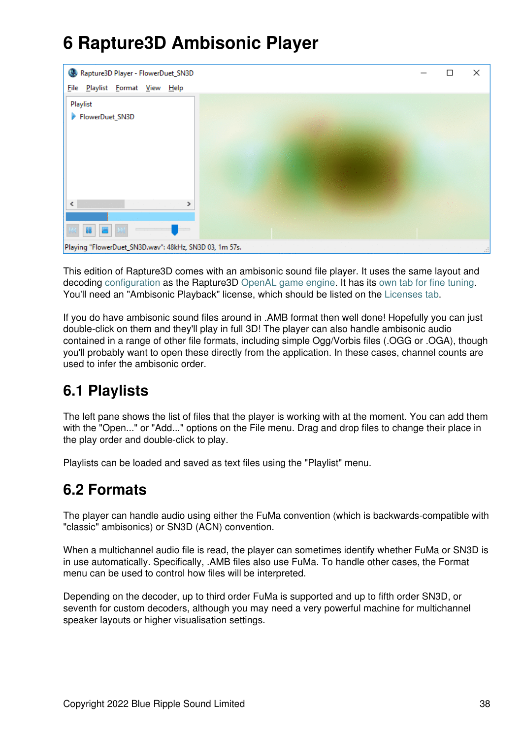# 6 Rapture3D Ambisonic Player

This edition of Rapture3D comes with an ambisonic sound file player. It uses the same layout and decoding configuration as the Rapture3D OpenAL game engine. It has its own tab for fine tuning. You'll need an "Ambisonic Playback" license, which should be listed on the Licenses tab.

If you do have ambisonic sound files around in .AMB format then well done! Hopefully you can just double-click on them and they'll play in full 3D! The player can also handle ambisonic audio contained in a range of other file formats, including simple Ogg/Vorbis files (.OGG or .OGA), though you'll probably want to open these directly from the application. In these cases, channel counts are used to infer the ambisonic order.

## 6.1 Playlists

The left pane shows the list of files that the player is working with at the moment. You can add them with the "Open..." or "Add..." options on the File menu. Drag and drop files to change their place in the play order and double-click to play.

Playlists can be loaded and saved as text files using the "Playlist" menu.

## 6.2 Formats

The player can handle audio using either the FuMa convention (which is backwards-compatible with "classic" ambisonics) or SN3D (ACN) convention.

When a multichannel audio file is read, the player can sometimes identify whether FuMa or SN3D is in use automatically. Specifically, .AMB files also use FuMa. To handle other cases, the Format menu can be used to control how files will be interpreted.

Depending on the decoder, up to third order FuMa is supported and up to fifth order SN3D, or seventh for custom decoders, although you may need a very powerful machine for multichannel speaker layouts or higher visualisation settings.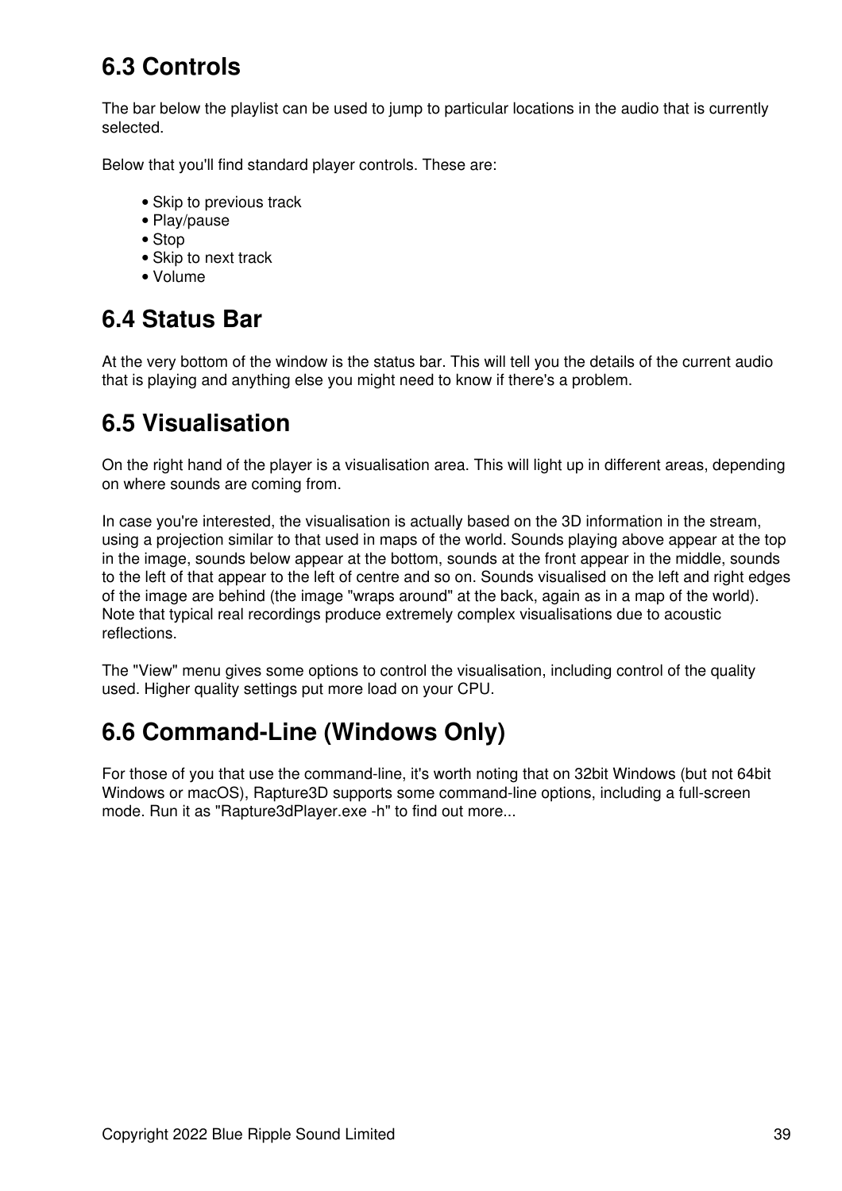## 6.3 Controls

The bar below the playlist can be used to jump to particular locations in the audio that is currently selected.

Below that you'll find standard player controls. These are:

- Skip to previous track
- Play/pause
- Stop
- Skip to next track
- Volume

## 6.4 Status Bar

At the very bottom of the window is the status bar. This will tell you the details of the current audio that is playing and anything else you might need to know if there's a problem.

## 6.5 Visualisation

On the right hand of the player is a visualisation area. This will light up in different areas, depending on where sounds are coming from.

In case you're interested, the visualisation is actually based on the 3D information in the stream, using a projection similar to that used in maps of the world. Sounds playing above appear at the top in the image, sounds below appear at the bottom, sounds at the front appear in the middle, sounds to the left of that appear to the left of centre and so on. Sounds visualised on the left and right edges of the image are behind (the image "wraps around" at the back, again as in a map of the world). Note that typical real recordings produce extremely complex visualisations due to acoustic reflections.

The "View" menu gives some options to control the visualisation, including control of the quality used. Higher quality settings put more load on your CPU.

## 6.6 Command-Line (Windows Only)

For those of you that use the command-line, it's worth noting that on 32bit Windows (but not 64bit Windows or macOS), Rapture3D supports some command-line options, including a full-screen mode. Run it as "Rapture3dPlayer.exe -h" to find out more...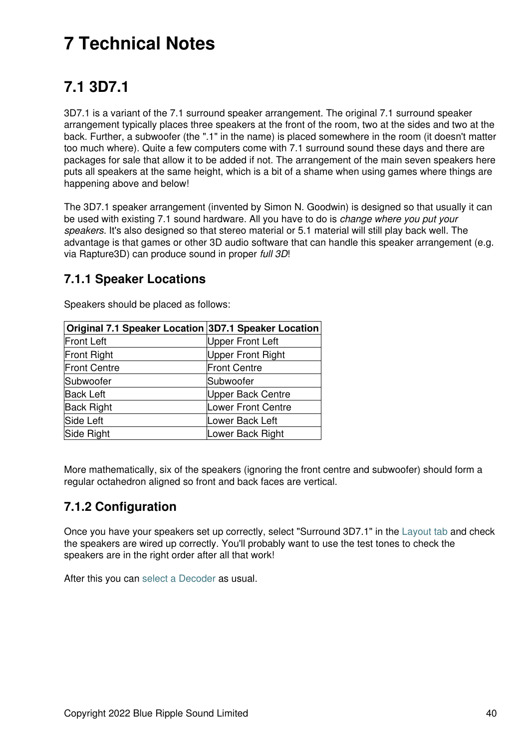# 7 Technical Notes

## 7.1 3D7.1

3D7.1 is a variant of the 7.1 surround speaker arrangement. The original 7.1 surround speaker arrangement typically places three speakers at the front of the room, two at the sides and two at the back. Further, a subwoofer (the ".1" in the name) is placed somewhere in the room (it doesn't matter too much where). Quite a few computers come with 7.1 surround sound these days and there are packages for sale that allow it to be added if not. The arrangement of the main seven speakers here puts all speakers at the same height, which is a bit of a shame when using games where things are happening above and below!

The 3D7.1 speaker arrangement (invented by Simon N. Goodwin) is designed so that usually it can be used with existing 7.1 sound hardware. All you have to do is *change where you put your speakers*. It's also designed so that stereo material or 5.1 material will still play back well. The advantage is that games or other 3D audio software that can handle this speaker arrangement (e.g. via Rapture3D) can produce sound in proper *full 3D*!

### 7.1.1 Speaker Locations

Speakers should be placed as follows:

| Original 7.1 Speaker Location | 3D7.1 Speaker Location |
|---|---|
| Front Left | Upper Front Left |
| Front Right | Upper Front Right |
| Front Centre | Front Centre |
| Subwoofer | Subwoofer |
| Back Left | Upper Back Centre |
| Back Right | Lower Front Centre |
| Side Left | Lower Back Left |
| Side Right | Lower Back Right |

More mathematically, six of the speakers (ignoring the front centre and subwoofer) should form a regular octahedron aligned so front and back faces are vertical.

### 7.1.2 Configuration

Once you have your speakers set up correctly, select "Surround 3D7.1" in the Layout tab and check the speakers are wired up correctly. You'll probably want to use the test tones to check the speakers are in the right order after all that work!

After this you can select a Decoder as usual.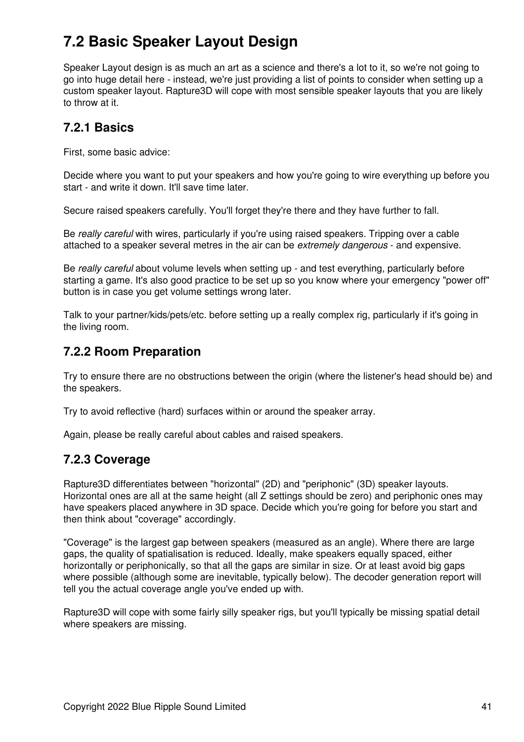# 7.2 Basic Speaker Layout Design

Speaker Layout design is as much an art as a science and there's a lot to it, so we're not going to go into huge detail here - instead, we're just providing a list of points to consider when setting up a custom speaker layout. Rapture3D will cope with most sensible speaker layouts that you are likely to throw at it.

## 7.2.1 Basics

First, some basic advice:

Decide where you want to put your speakers and how you're going to wire everything up before you start - and write it down. It'll save time later.

Secure raised speakers carefully. You'll forget they're there and they have further to fall.

Be *really careful* with wires, particularly if you're using raised speakers. Tripping over a cable attached to a speaker several metres in the air can be *extremely dangerous* - and expensive.

Be *really careful* about volume levels when setting up - and test everything, particularly before starting a game. It's also good practice to be set up so you know where your emergency "power off" button is in case you get volume settings wrong later.

Talk to your partner/kids/pets/etc. before setting up a really complex rig, particularly if it's going in the living room.

## 7.2.2 Room Preparation

Try to ensure there are no obstructions between the origin (where the listener's head should be) and the speakers.

Try to avoid reflective (hard) surfaces within or around the speaker array.

Again, please be really careful about cables and raised speakers.

## 7.2.3 Coverage

Rapture3D differentiates between "horizontal" (2D) and "periphonic" (3D) speaker layouts. Horizontal ones are all at the same height (all Z settings should be zero) and periphonic ones may have speakers placed anywhere in 3D space. Decide which you're going for before you start and then think about "coverage" accordingly.

"Coverage" is the largest gap between speakers (measured as an angle). Where there are large gaps, the quality of spatialisation is reduced. Ideally, make speakers equally spaced, either horizontally or periphonically, so that all the gaps are similar in size. Or at least avoid big gaps where possible (although some are inevitable, typically below). The decoder generation report will tell you the actual coverage angle you've ended up with.

Rapture3D will cope with some fairly silly speaker rigs, but you'll typically be missing spatial detail where speakers are missing.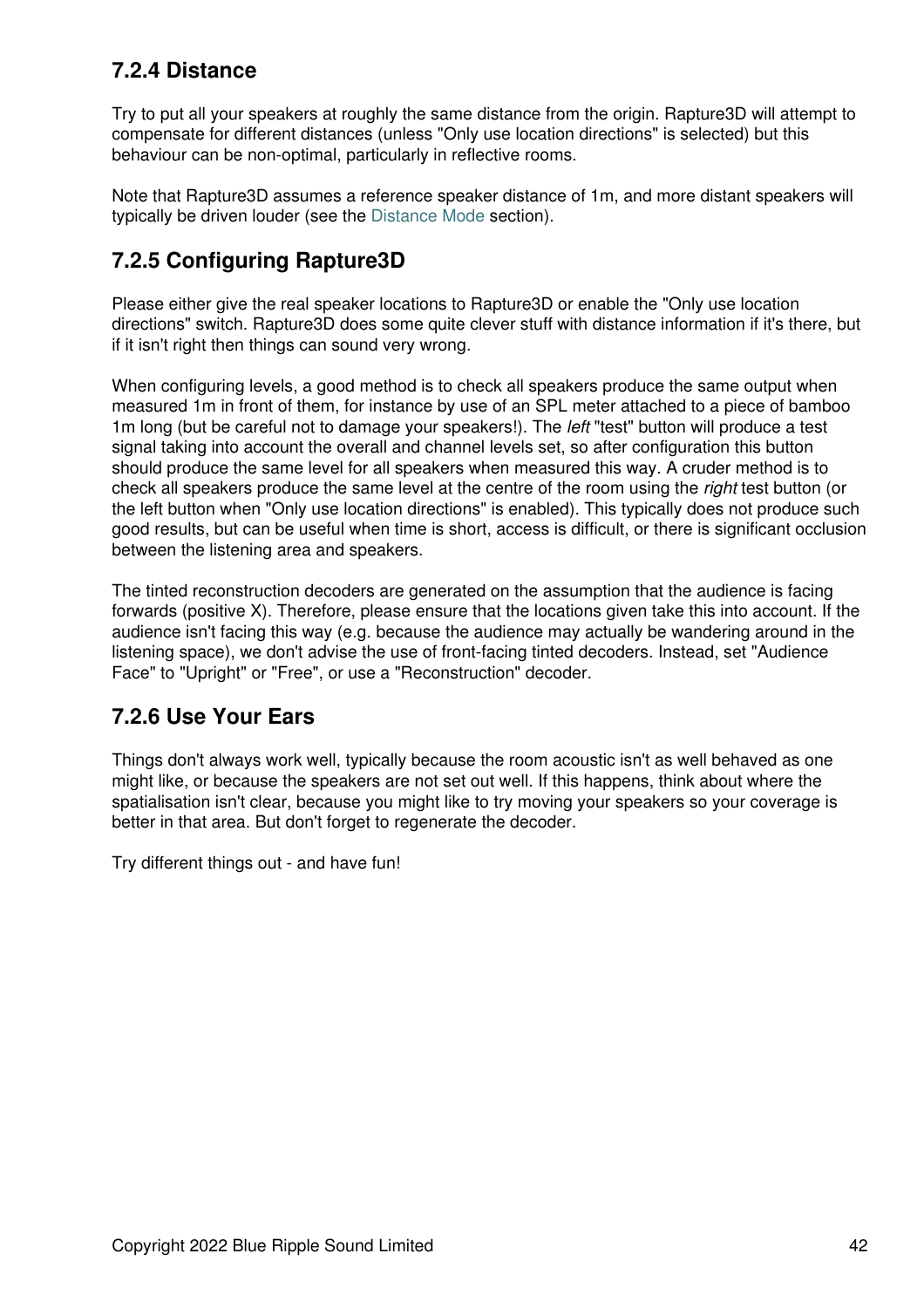### 7.2.4 Distance

Try to put all your speakers at roughly the same distance from the origin. Rapture3D will attempt to compensate for different distances (unless "Only use location directions" is selected) but this behaviour can be non-optimal, particularly in reflective rooms.

Note that Rapture3D assumes a reference speaker distance of 1m, and more distant speakers will typically be driven louder (see the Distance Mode section).

### 7.2.5 Configuring Rapture3D

Please either give the real speaker locations to Rapture3D or enable the "Only use location directions" switch. Rapture3D does some quite clever stuff with distance information if it's there, but if it isn't right then things can sound very wrong.

When configuring levels, a good method is to check all speakers produce the same output when measured 1m in front of them, for instance by use of an SPL meter attached to a piece of bamboo 1m long (but be careful not to damage your speakers!). The *left* "test" button will produce a test signal taking into account the overall and channel levels set, so after configuration this button should produce the same level for all speakers when measured this way. A cruder method is to check all speakers produce the same level at the centre of the room using the *right* test button (or the left button when "Only use location directions" is enabled). This typically does not produce such good results, but can be useful when time is short, access is difficult, or there is significant occlusion between the listening area and speakers.

The tinted reconstruction decoders are generated on the assumption that the audience is facing forwards (positive X). Therefore, please ensure that the locations given take this into account. If the audience isn't facing this way (e.g. because the audience may actually be wandering around in the listening space), we don't advise the use of front-facing tinted decoders. Instead, set "Audience Face" to "Upright" or "Free", or use a "Reconstruction" decoder.

### 7.2.6 Use Your Ears

Things don't always work well, typically because the room acoustic isn't as well behaved as one might like, or because the speakers are not set out well. If this happens, think about where the spatialisation isn't clear, because you might like to try moving your speakers so your coverage is better in that area. But don't forget to regenerate the decoder.

Try different things out - and have fun!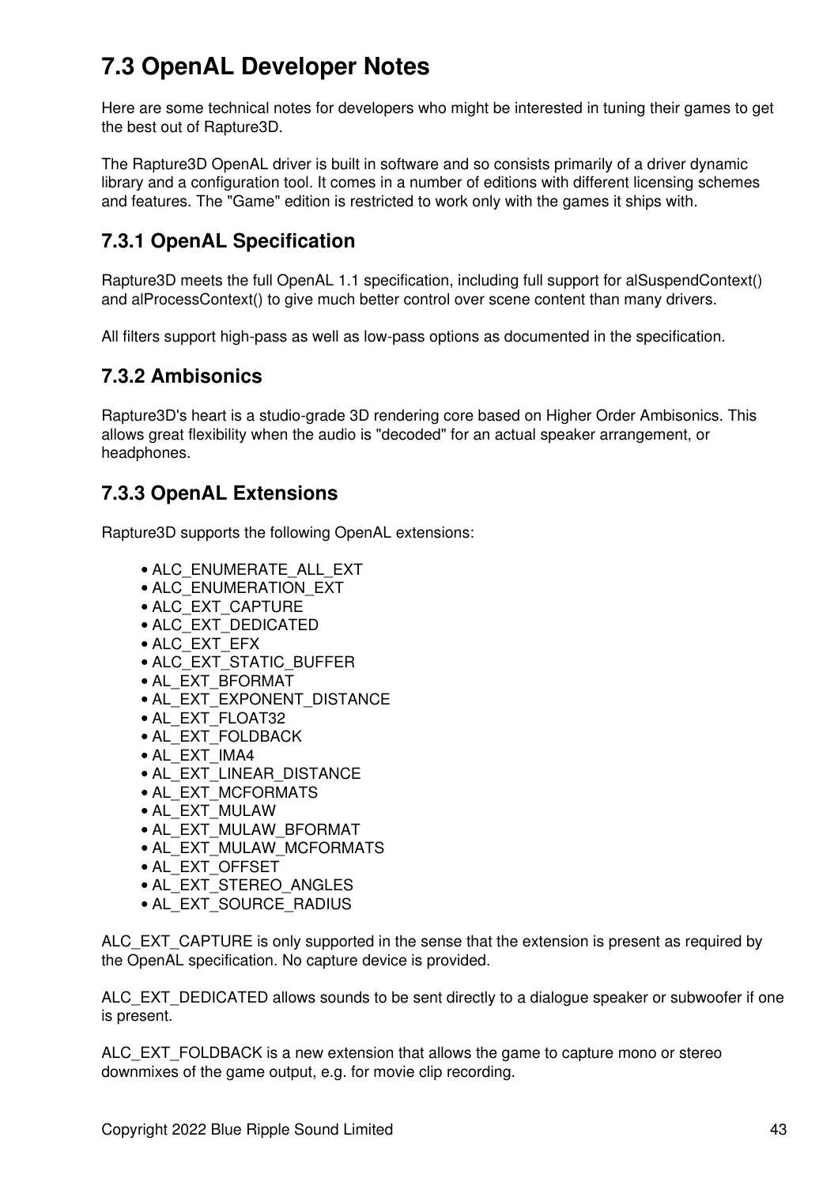## 7.3 OpenAL Developer Notes

Here are some technical notes for developers who might be interested in tuning their games to get the best out of Rapture3D.

The Rapture3D OpenAL driver is built in software and so consists primarily of a driver dynamic library and a configuration tool. It comes in a number of editions with different licensing schemes and features. The "Game" edition is restricted to work only with the games it ships with.

### 7.3.1 OpenAL Specification

Rapture3D meets the full OpenAL 1.1 specification, including full support for alSuspendContext() and alProcessContext() to give much better control over scene content than many drivers.

All filters support high-pass as well as low-pass options as documented in the specification.

### 7.3.2 Ambisonics

Rapture3D's heart is a studio-grade 3D rendering core based on Higher Order Ambisonics. This allows great flexibility when the audio is "decoded" for an actual speaker arrangement, or headphones.

### 7.3.3 OpenAL Extensions

Rapture3D supports the following OpenAL extensions:

- ALC_ENUMERATE_ALL_EXT
- ALC_ENUMERATION_EXT
- ALC_EXT_CAPTURE
- ALC_EXT_DEDICATED
- ALC_EXT_EFX
- ALC_EXT_STATIC_BUFFER
- AL_EXT_BFORMAT
- AL_EXT_EXPONENT_DISTANCE
- AL_EXT_FLOAT32
- AL_EXT_FOLDBACK
- AL_EXT_IMA4
- AL_EXT_LINEAR_DISTANCE
- AL_EXT_MCFORMATS
- AL_EXT_MULAW
- AL_EXT_MULAW_BFORMAT
- AL_EXT_MULAW_MCFORMATS
- AL_EXT_OFFSET
- AL_EXT_STEREO_ANGLES
- AL_EXT_SOURCE_RADIUS

ALC_EXT_CAPTURE is only supported in the sense that the extension is present as required by the OpenAL specification. No capture device is provided.

ALC_EXT_DEDICATED allows sounds to be sent directly to a dialogue speaker or subwoofer if one is present.

ALC_EXT_FOLDBACK is a new extension that allows the game to capture mono or stereo downmixes of the game output, e.g. for movie clip recording.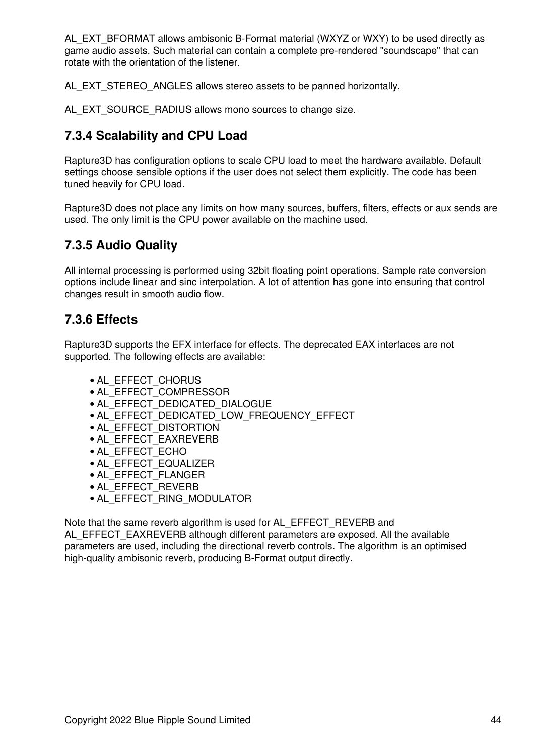AL_EXT_BFORMAT allows ambisonic B-Format material (WXYZ or WXY) to be used directly as game audio assets. Such material can contain a complete pre-rendered "soundscape" that can rotate with the orientation of the listener.

AL_EXT_STEREO_ANGLES allows stereo assets to be panned horizontally.

AL_EXT_SOURCE_RADIUS allows mono sources to change size.

### 7.3.4 Scalability and CPU Load

Rapture3D has configuration options to scale CPU load to meet the hardware available. Default settings choose sensible options if the user does not select them explicitly. The code has been tuned heavily for CPU load.

Rapture3D does not place any limits on how many sources, buffers, filters, effects or aux sends are used. The only limit is the CPU power available on the machine used.

### 7.3.5 Audio Quality

All internal processing is performed using 32bit floating point operations. Sample rate conversion options include linear and sinc interpolation. A lot of attention has gone into ensuring that control changes result in smooth audio flow.

### 7.3.6 Effects

Rapture3D supports the EFX interface for effects. The deprecated EAX interfaces are not supported. The following effects are available:

- AL_EFFECT_CHORUS
- AL_EFFECT_COMPRESSOR
- AL_EFFECT_DEDICATED_DIALOGUE
- AL_EFFECT_DEDICATED_LOW_FREQUENCY_EFFECT
- AL_EFFECT_DISTORTION
- AL_EFFECT_EAXREVERB
- AL_EFFECT_ECHO
- AL_EFFECT_EQUALIZER
- AL_EFFECT_FLANGER
- AL_EFFECT_REVERB
- AL_EFFECT_RING_MODULATOR

Note that the same reverb algorithm is used for AL_EFFECT_REVERB and AL_EFFECT_EAXREVERB although different parameters are exposed. All the available parameters are used, including the directional reverb controls. The algorithm is an optimised high-quality ambisonic reverb, producing B-Format output directly.